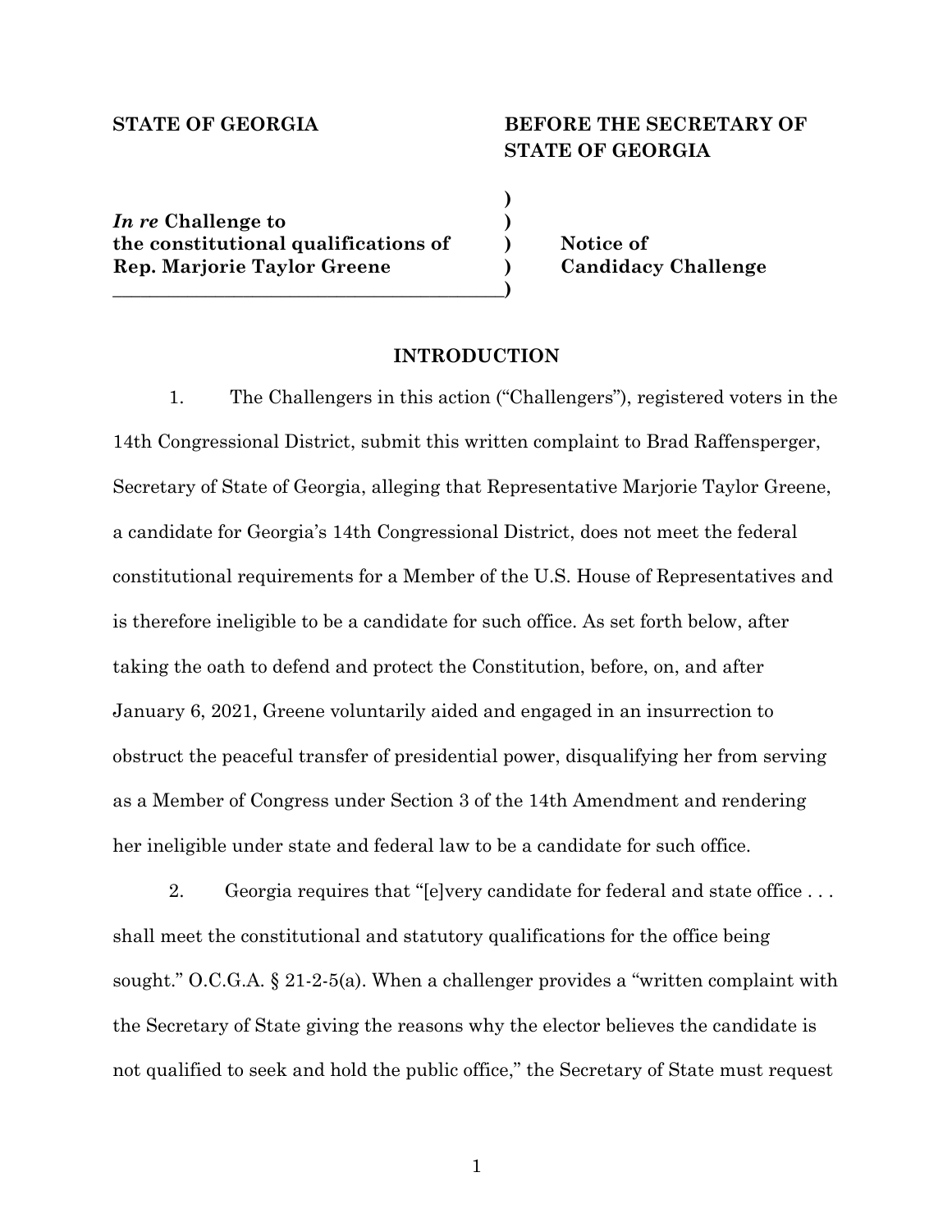**STATE OF GEORGIA** **BEFORE THE SECRETARY OF STATE OF GEORGIA**

| | |
|---|---|
| *In re* **Challenge to the constitutional qualifications of Rep. Marjorie Taylor Greene** | **Notice of Candidacy Challenge** |

## INTRODUCTION

1. The Challengers in this action ("Challengers"), registered voters in the 14th Congressional District, submit this written complaint to Brad Raffensperger, Secretary of State of Georgia, alleging that Representative Marjorie Taylor Greene, a candidate for Georgia's 14th Congressional District, does not meet the federal constitutional requirements for a Member of the U.S. House of Representatives and is therefore ineligible to be a candidate for such office. As set forth below, after taking the oath to defend and protect the Constitution, before, on, and after January 6, 2021, Greene voluntarily aided and engaged in an insurrection to obstruct the peaceful transfer of presidential power, disqualifying her from serving as a Member of Congress under Section 3 of the 14th Amendment and rendering her ineligible under state and federal law to be a candidate for such office.

2. Georgia requires that "[e]very candidate for federal and state office . . . shall meet the constitutional and statutory qualifications for the office being sought." O.C.G.A. § 21-2-5(a). When a challenger provides a "written complaint with the Secretary of State giving the reasons why the elector believes the candidate is not qualified to seek and hold the public office," the Secretary of State must request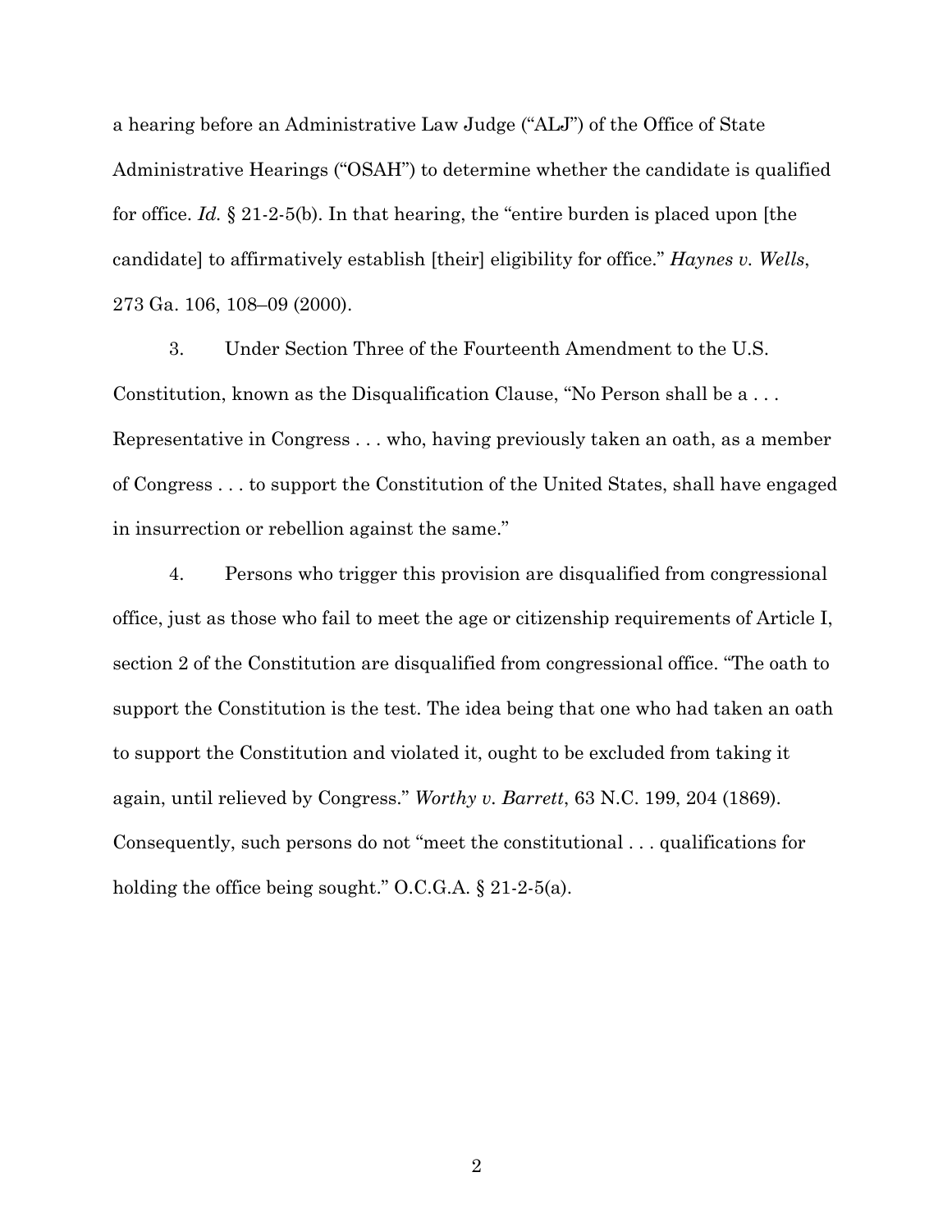a hearing before an Administrative Law Judge ("ALJ") of the Office of State Administrative Hearings ("OSAH") to determine whether the candidate is qualified for office. *Id.* § 21-2-5(b). In that hearing, the "entire burden is placed upon [the candidate] to affirmatively establish [their] eligibility for office." *Haynes v. Wells*, 273 Ga. 106, 108–09 (2000).

3. Under Section Three of the Fourteenth Amendment to the U.S. Constitution, known as the Disqualification Clause, "No Person shall be a . . . Representative in Congress . . . who, having previously taken an oath, as a member of Congress . . . to support the Constitution of the United States, shall have engaged in insurrection or rebellion against the same."

4. Persons who trigger this provision are disqualified from congressional office, just as those who fail to meet the age or citizenship requirements of Article I, section 2 of the Constitution are disqualified from congressional office. "The oath to support the Constitution is the test. The idea being that one who had taken an oath to support the Constitution and violated it, ought to be excluded from taking it again, until relieved by Congress." *Worthy v. Barrett*, 63 N.C. 199, 204 (1869). Consequently, such persons do not "meet the constitutional . . . qualifications for holding the office being sought." O.C.G.A. § 21-2-5(a).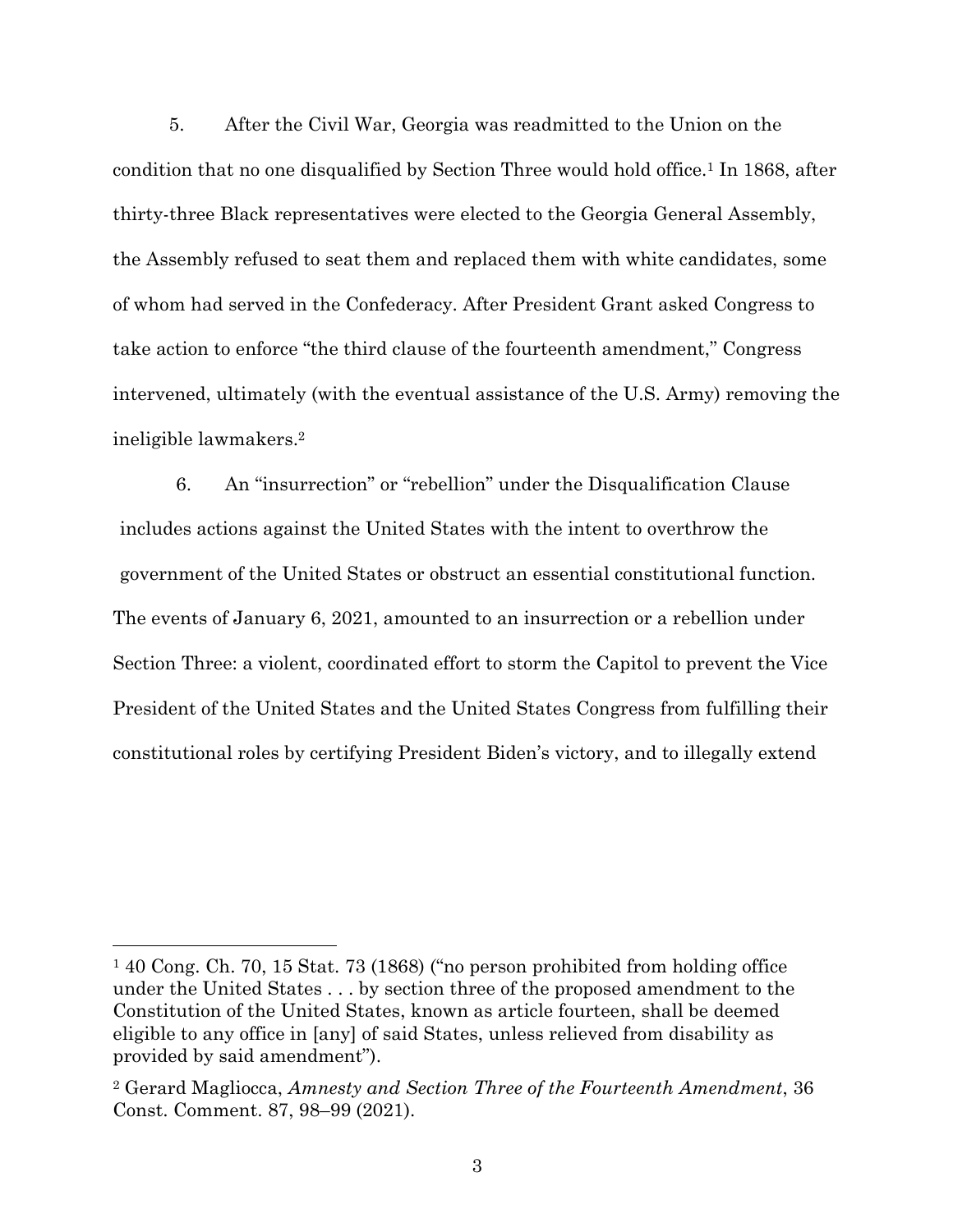5. After the Civil War, Georgia was readmitted to the Union on the condition that no one disqualified by Section Three would hold office.[1] In 1868, after thirty-three Black representatives were elected to the Georgia General Assembly, the Assembly refused to seat them and replaced them with white candidates, some of whom had served in the Confederacy. After President Grant asked Congress to take action to enforce "the third clause of the fourteenth amendment," Congress intervened, ultimately (with the eventual assistance of the U.S. Army) removing the ineligible lawmakers.[2]

6. An "insurrection" or "rebellion" under the Disqualification Clause includes actions against the United States with the intent to overthrow the government of the United States or obstruct an essential constitutional function. The events of January 6, 2021, amounted to an insurrection or a rebellion under Section Three: a violent, coordinated effort to storm the Capitol to prevent the Vice President of the United States and the United States Congress from fulfilling their constitutional roles by certifying President Biden's victory, and to illegally extend

---

[1] 40 Cong. Ch. 70, 15 Stat. 73 (1868) ("no person prohibited from holding office under the United States . . . by section three of the proposed amendment to the Constitution of the United States, known as article fourteen, shall be deemed eligible to any office in [any] of said States, unless relieved from disability as provided by said amendment").

[2] Gerard Magliocca, *Amnesty and Section Three of the Fourteenth Amendment*, 36 Const. Comment. 87, 98–99 (2021).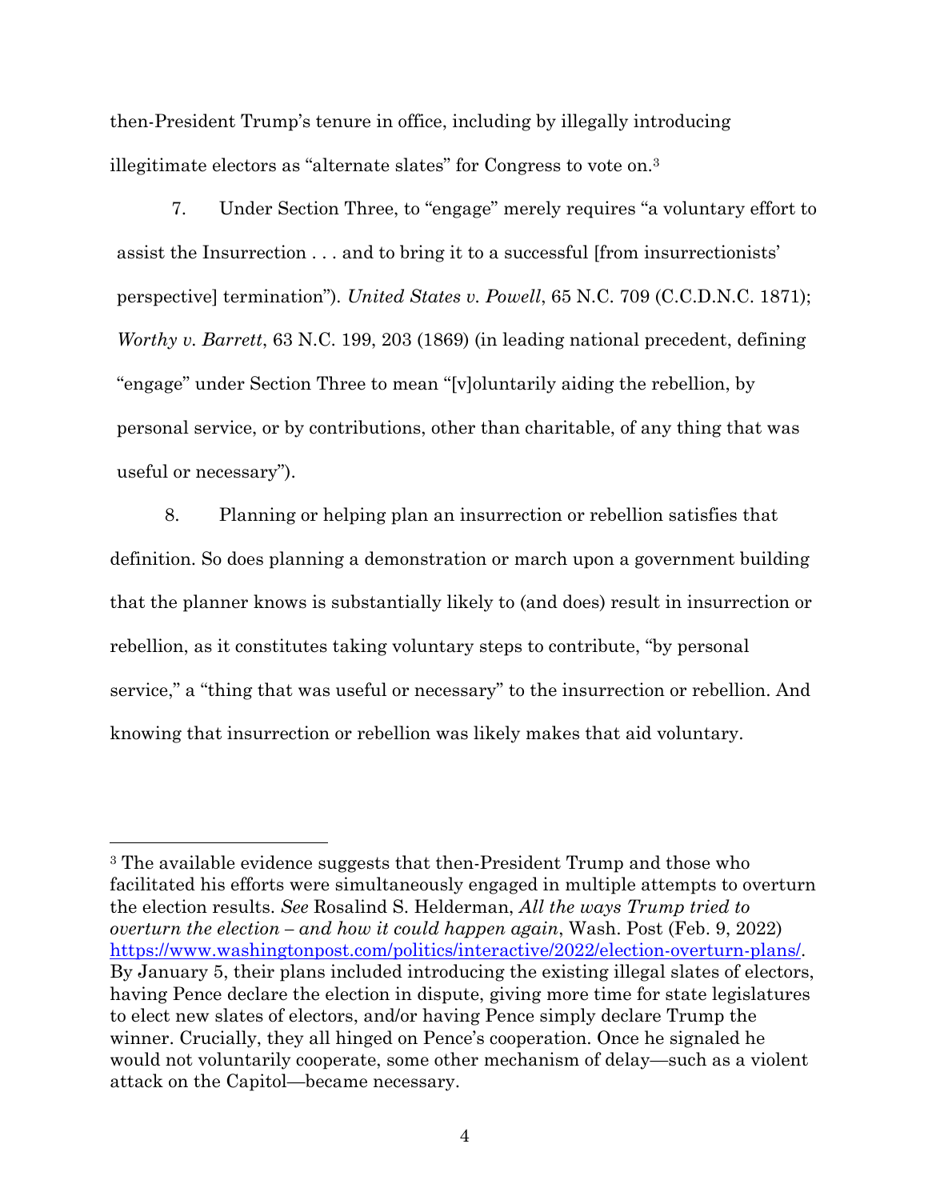then-President Trump's tenure in office, including by illegally introducing illegitimate electors as "alternate slates" for Congress to vote on.[3]

7. Under Section Three, to "engage" merely requires "a voluntary effort to assist the Insurrection . . . and to bring it to a successful [from insurrectionists' perspective] termination"). *United States v. Powell*, 65 N.C. 709 (C.C.D.N.C. 1871); *Worthy v. Barrett*, 63 N.C. 199, 203 (1869) (in leading national precedent, defining "engage" under Section Three to mean "[v]oluntarily aiding the rebellion, by personal service, or by contributions, other than charitable, of any thing that was useful or necessary").

8. Planning or helping plan an insurrection or rebellion satisfies that definition. So does planning a demonstration or march upon a government building that the planner knows is substantially likely to (and does) result in insurrection or rebellion, as it constitutes taking voluntary steps to contribute, "by personal service," a "thing that was useful or necessary" to the insurrection or rebellion. And knowing that insurrection or rebellion was likely makes that aid voluntary.

---

[3] The available evidence suggests that then-President Trump and those who facilitated his efforts were simultaneously engaged in multiple attempts to overturn the election results. *See* Rosalind S. Helderman, *All the ways Trump tried to overturn the election – and how it could happen again*, Wash. Post (Feb. 9, 2022) https://www.washingtonpost.com/politics/interactive/2022/election-overturn-plans/. By January 5, their plans included introducing the existing illegal slates of electors, having Pence declare the election in dispute, giving more time for state legislatures to elect new slates of electors, and/or having Pence simply declare Trump the winner. Crucially, they all hinged on Pence's cooperation. Once he signaled he would not voluntarily cooperate, some other mechanism of delay—such as a violent attack on the Capitol—became necessary.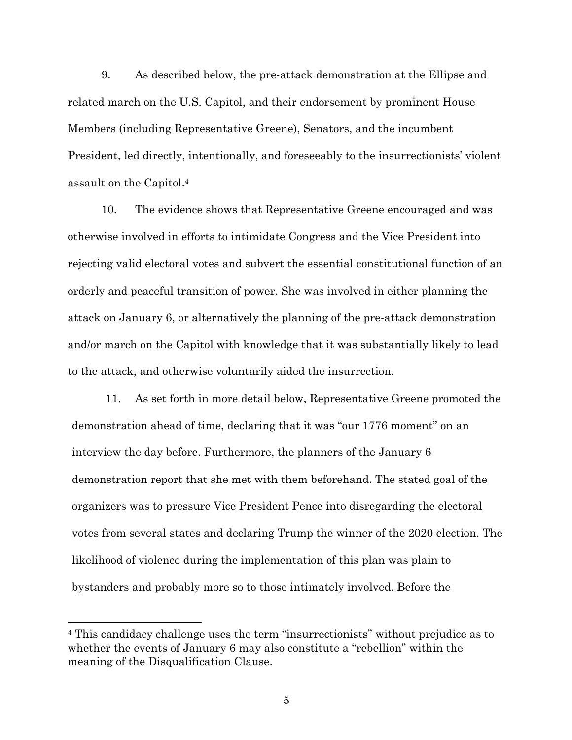9. As described below, the pre-attack demonstration at the Ellipse and related march on the U.S. Capitol, and their endorsement by prominent House Members (including Representative Greene), Senators, and the incumbent President, led directly, intentionally, and foreseeably to the insurrectionists' violent assault on the Capitol.[4]

10. The evidence shows that Representative Greene encouraged and was otherwise involved in efforts to intimidate Congress and the Vice President into rejecting valid electoral votes and subvert the essential constitutional function of an orderly and peaceful transition of power. She was involved in either planning the attack on January 6, or alternatively the planning of the pre-attack demonstration and/or march on the Capitol with knowledge that it was substantially likely to lead to the attack, and otherwise voluntarily aided the insurrection.

11. As set forth in more detail below, Representative Greene promoted the demonstration ahead of time, declaring that it was "our 1776 moment" on an interview the day before. Furthermore, the planners of the January 6 demonstration report that she met with them beforehand. The stated goal of the organizers was to pressure Vice President Pence into disregarding the electoral votes from several states and declaring Trump the winner of the 2020 election. The likelihood of violence during the implementation of this plan was plain to bystanders and probably more so to those intimately involved. Before the

---

[4] This candidacy challenge uses the term "insurrectionists" without prejudice as to whether the events of January 6 may also constitute a "rebellion" within the meaning of the Disqualification Clause.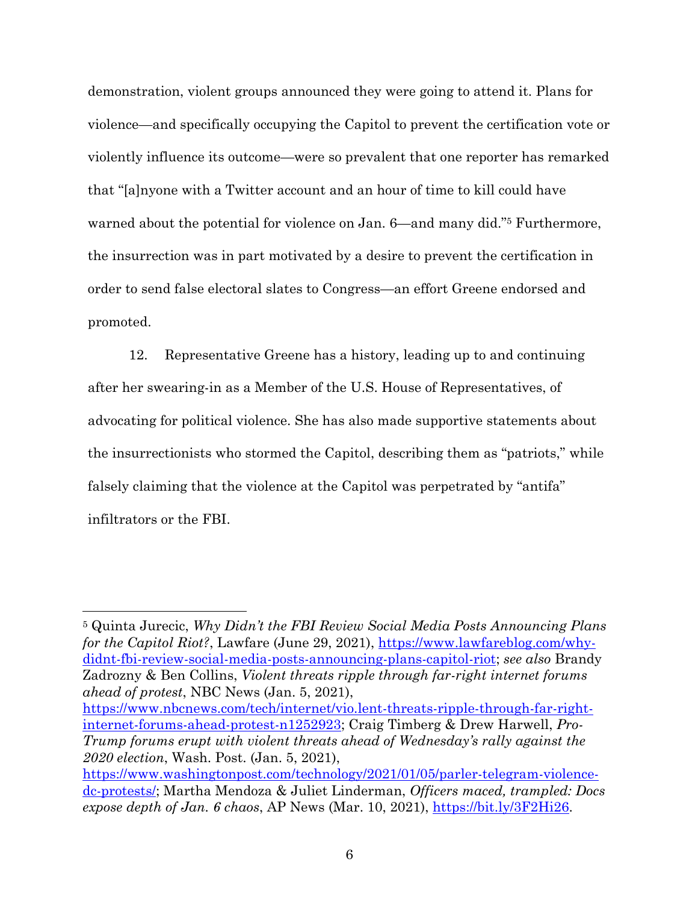demonstration, violent groups announced they were going to attend it. Plans for violence—and specifically occupying the Capitol to prevent the certification vote or violently influence its outcome—were so prevalent that one reporter has remarked that "[a]nyone with a Twitter account and an hour of time to kill could have warned about the potential for violence on Jan. 6—and many did."[5] Furthermore, the insurrection was in part motivated by a desire to prevent the certification in order to send false electoral slates to Congress—an effort Greene endorsed and promoted.

12. Representative Greene has a history, leading up to and continuing after her swearing-in as a Member of the U.S. House of Representatives, of advocating for political violence. She has also made supportive statements about the insurrectionists who stormed the Capitol, describing them as "patriots," while falsely claiming that the violence at the Capitol was perpetrated by "antifa" infiltrators or the FBI.

---

[5] Quinta Jurecic, *Why Didn't the FBI Review Social Media Posts Announcing Plans for the Capitol Riot?*, Lawfare (June 29, 2021), https://www.lawfareblog.com/why-didnt-fbi-review-social-media-posts-announcing-plans-capitol-riot; *see also* Brandy Zadrozny & Ben Collins, *Violent threats ripple through far-right internet forums ahead of protest*, NBC News (Jan. 5, 2021), https://www.nbcnews.com/tech/internet/vio.lent-threats-ripple-through-far-right-internet-forums-ahead-protest-n1252923; Craig Timberg & Drew Harwell, *Pro-Trump forums erupt with violent threats ahead of Wednesday's rally against the 2020 election*, Wash. Post. (Jan. 5, 2021), https://www.washingtonpost.com/technology/2021/01/05/parler-telegram-violence-dc-protests/; Martha Mendoza & Juliet Linderman, *Officers maced, trampled: Docs expose depth of Jan. 6 chaos*, AP News (Mar. 10, 2021), https://bit.ly/3F2Hi26.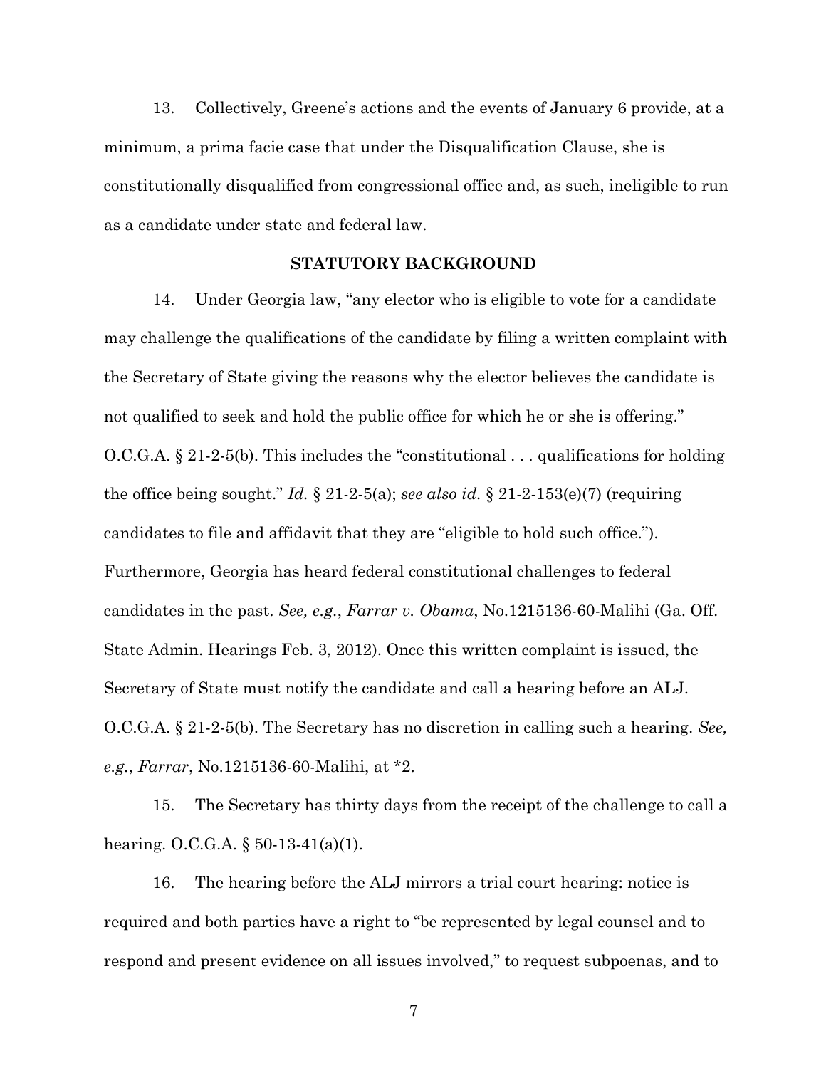13. Collectively, Greene's actions and the events of January 6 provide, at a minimum, a prima facie case that under the Disqualification Clause, she is constitutionally disqualified from congressional office and, as such, ineligible to run as a candidate under state and federal law.

## STATUTORY BACKGROUND

14. Under Georgia law, "any elector who is eligible to vote for a candidate may challenge the qualifications of the candidate by filing a written complaint with the Secretary of State giving the reasons why the elector believes the candidate is not qualified to seek and hold the public office for which he or she is offering." O.C.G.A. § 21-2-5(b). This includes the "constitutional . . . qualifications for holding the office being sought." *Id.* § 21-2-5(a); *see also id.* § 21-2-153(e)(7) (requiring candidates to file and affidavit that they are "eligible to hold such office."). Furthermore, Georgia has heard federal constitutional challenges to federal candidates in the past. *See, e.g.*, *Farrar v. Obama*, No.1215136-60-Malihi (Ga. Off. State Admin. Hearings Feb. 3, 2012). Once this written complaint is issued, the Secretary of State must notify the candidate and call a hearing before an ALJ. O.C.G.A. § 21-2-5(b). The Secretary has no discretion in calling such a hearing. *See, e.g.*, *Farrar*, No.1215136-60-Malihi, at *2.

15. The Secretary has thirty days from the receipt of the challenge to call a hearing. O.C.G.A. § 50-13-41(a)(1).

16. The hearing before the ALJ mirrors a trial court hearing: notice is required and both parties have a right to "be represented by legal counsel and to respond and present evidence on all issues involved," to request subpoenas, and to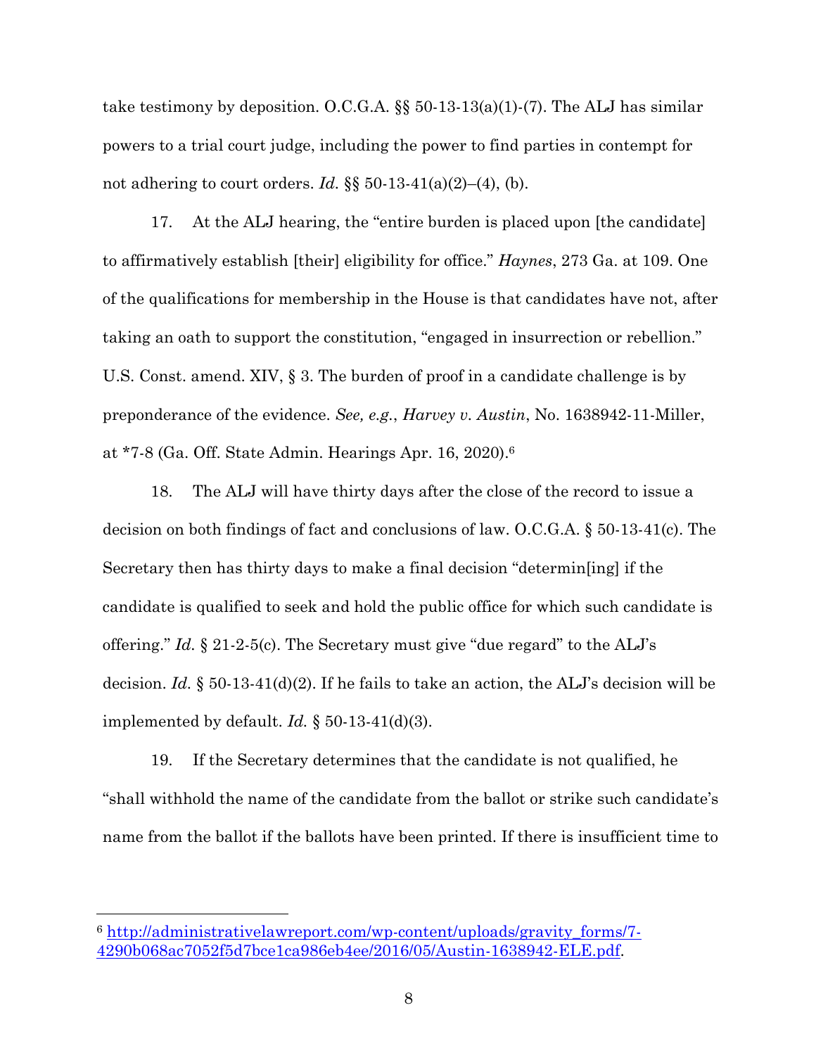take testimony by deposition. O.C.G.A. §§ 50-13-13(a)(1)-(7). The ALJ has similar powers to a trial court judge, including the power to find parties in contempt for not adhering to court orders. *Id.* §§ 50-13-41(a)(2)–(4), (b).

17. At the ALJ hearing, the "entire burden is placed upon [the candidate] to affirmatively establish [their] eligibility for office." *Haynes*, 273 Ga. at 109. One of the qualifications for membership in the House is that candidates have not, after taking an oath to support the constitution, "engaged in insurrection or rebellion." U.S. Const. amend. XIV, § 3. The burden of proof in a candidate challenge is by preponderance of the evidence. *See, e.g.*, *Harvey v. Austin*, No. 1638942-11-Miller, at *7-8 (Ga. Off. State Admin. Hearings Apr. 16, 2020).[6]

18. The ALJ will have thirty days after the close of the record to issue a decision on both findings of fact and conclusions of law. O.C.G.A. § 50-13-41(c). The Secretary then has thirty days to make a final decision "determin[ing] if the candidate is qualified to seek and hold the public office for which such candidate is offering." *Id.* § 21-2-5(c). The Secretary must give "due regard" to the ALJ's decision. *Id.* § 50-13-41(d)(2). If he fails to take an action, the ALJ's decision will be implemented by default. *Id.* § 50-13-41(d)(3).

19. If the Secretary determines that the candidate is not qualified, he "shall withhold the name of the candidate from the ballot or strike such candidate's name from the ballot if the ballots have been printed. If there is insufficient time to

---

[6] http://administrativelawreport.com/wp-content/uploads/gravity_forms/7-4290b068ac7052f5d7bce1ca986eb4ee/2016/05/Austin-1638942-ELE.pdf.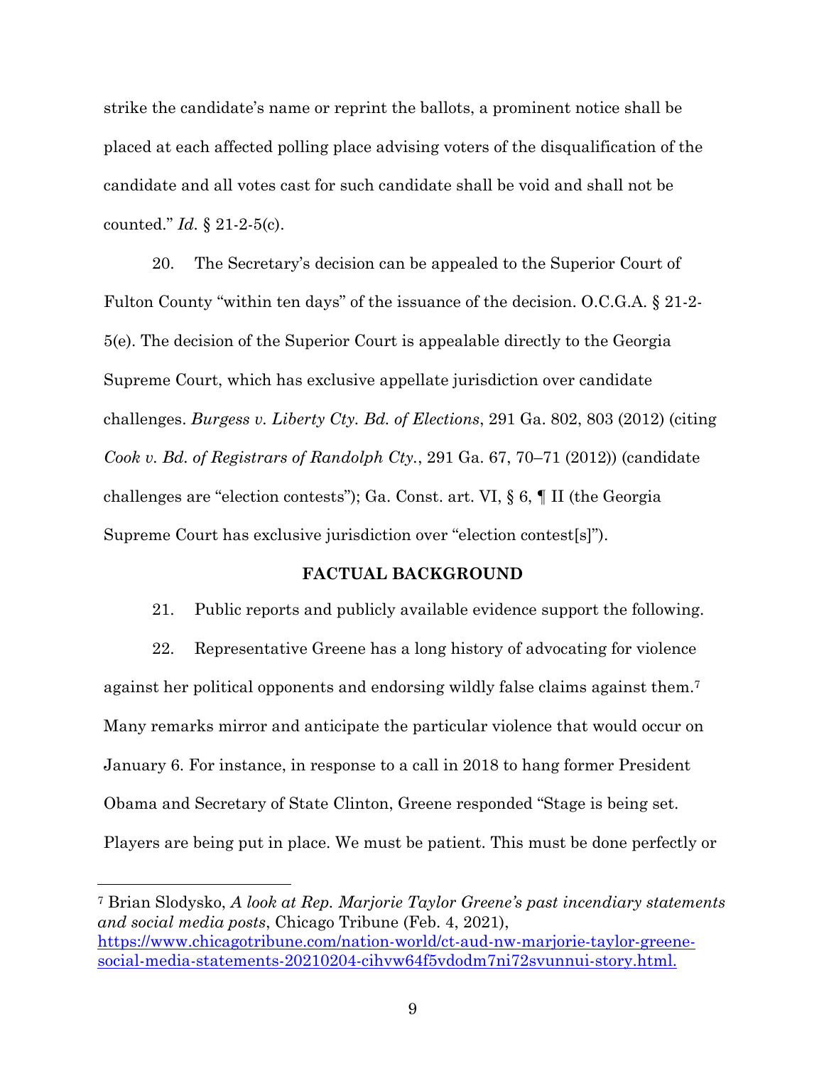strike the candidate's name or reprint the ballots, a prominent notice shall be placed at each affected polling place advising voters of the disqualification of the candidate and all votes cast for such candidate shall be void and shall not be counted." *Id.* § 21-2-5(c).

20. The Secretary's decision can be appealed to the Superior Court of Fulton County "within ten days" of the issuance of the decision. O.C.G.A. § 21-2-5(e). The decision of the Superior Court is appealable directly to the Georgia Supreme Court, which has exclusive appellate jurisdiction over candidate challenges. *Burgess v. Liberty Cty. Bd. of Elections*, 291 Ga. 802, 803 (2012) (citing *Cook v. Bd. of Registrars of Randolph Cty.*, 291 Ga. 67, 70–71 (2012)) (candidate challenges are "election contests"); Ga. Const. art. VI, § 6, ¶ II (the Georgia Supreme Court has exclusive jurisdiction over "election contest[s]").

## FACTUAL BACKGROUND

21. Public reports and publicly available evidence support the following.

22. Representative Greene has a long history of advocating for violence against her political opponents and endorsing wildly false claims against them.[7] Many remarks mirror and anticipate the particular violence that would occur on January 6. For instance, in response to a call in 2018 to hang former President Obama and Secretary of State Clinton, Greene responded "Stage is being set. Players are being put in place. We must be patient. This must be done perfectly or

[7] Brian Slodysko, *A look at Rep. Marjorie Taylor Greene's past incendiary statements and social media posts*, Chicago Tribune (Feb. 4, 2021), https://www.chicagotribune.com/nation-world/ct-aud-nw-marjorie-taylor-greene-social-media-statements-20210204-cihvw64f5vdodm7ni72svunnui-story.html.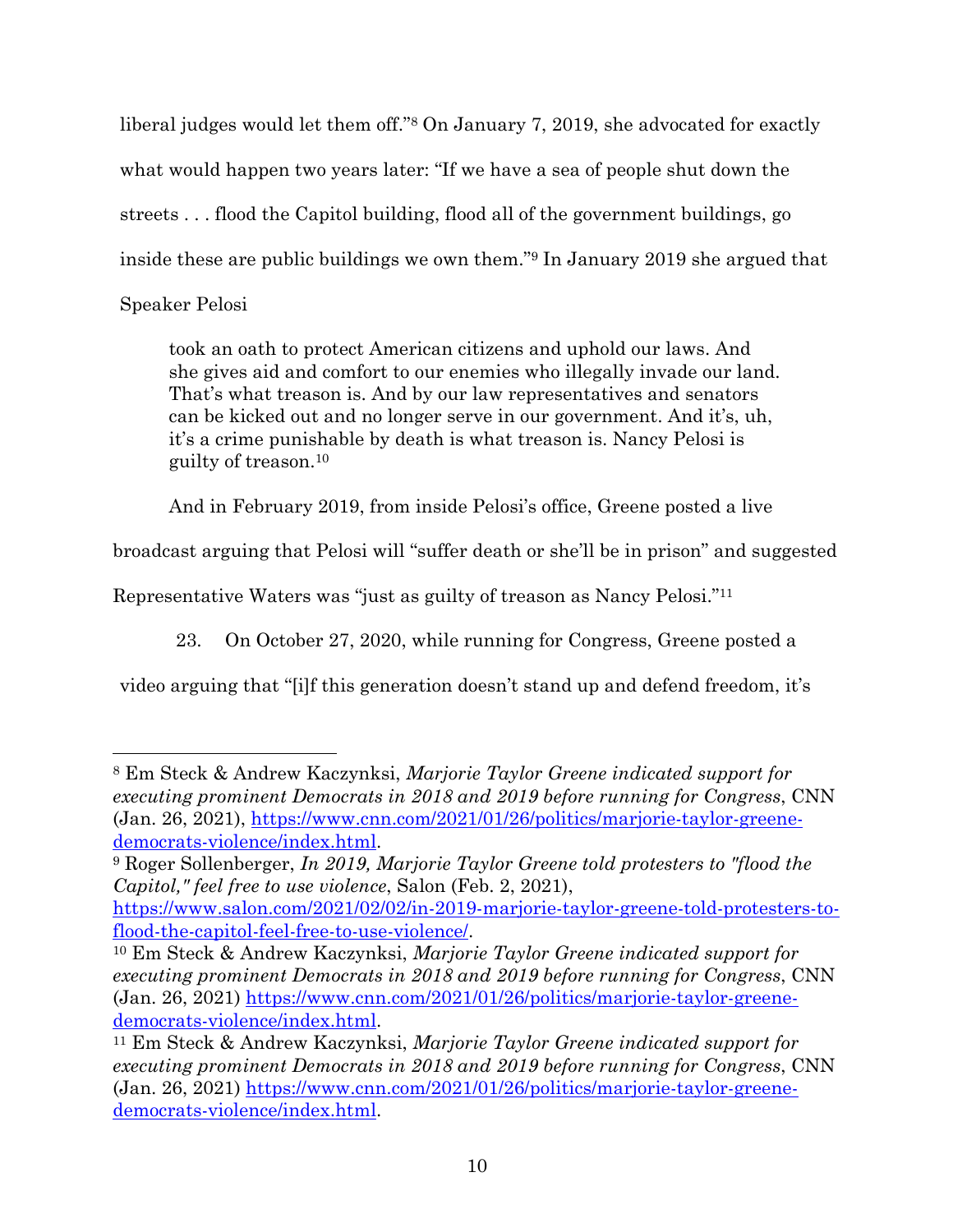liberal judges would let them off."[8] On January 7, 2019, she advocated for exactly what would happen two years later: "If we have a sea of people shut down the streets . . . flood the Capitol building, flood all of the government buildings, go inside these are public buildings we own them."[9] In January 2019 she argued that Speaker Pelosi

> took an oath to protect American citizens and uphold our laws. And she gives aid and comfort to our enemies who illegally invade our land. That's what treason is. And by our law representatives and senators can be kicked out and no longer serve in our government. And it's, uh, it's a crime punishable by death is what treason is. Nancy Pelosi is guilty of treason.[10]

And in February 2019, from inside Pelosi's office, Greene posted a live broadcast arguing that Pelosi will "suffer death or she'll be in prison" and suggested Representative Waters was "just as guilty of treason as Nancy Pelosi."[11]

23. On October 27, 2020, while running for Congress, Greene posted a video arguing that "[i]f this generation doesn't stand up and defend freedom, it's

---

[8] Em Steck & Andrew Kaczynksi, *Marjorie Taylor Greene indicated support for executing prominent Democrats in 2018 and 2019 before running for Congress*, CNN (Jan. 26, 2021), https://www.cnn.com/2021/01/26/politics/marjorie-taylor-greene-democrats-violence/index.html.

[9] Roger Sollenberger, *In 2019, Marjorie Taylor Greene told protesters to "flood the Capitol," feel free to use violence*, Salon (Feb. 2, 2021), https://www.salon.com/2021/02/02/in-2019-marjorie-taylor-greene-told-protesters-to-flood-the-capitol-feel-free-to-use-violence/.

[10] Em Steck & Andrew Kaczynksi, *Marjorie Taylor Greene indicated support for executing prominent Democrats in 2018 and 2019 before running for Congress*, CNN (Jan. 26, 2021) https://www.cnn.com/2021/01/26/politics/marjorie-taylor-greene-democrats-violence/index.html.

[11] Em Steck & Andrew Kaczynksi, *Marjorie Taylor Greene indicated support for executing prominent Democrats in 2018 and 2019 before running for Congress*, CNN (Jan. 26, 2021) https://www.cnn.com/2021/01/26/politics/marjorie-taylor-greene-democrats-violence/index.html.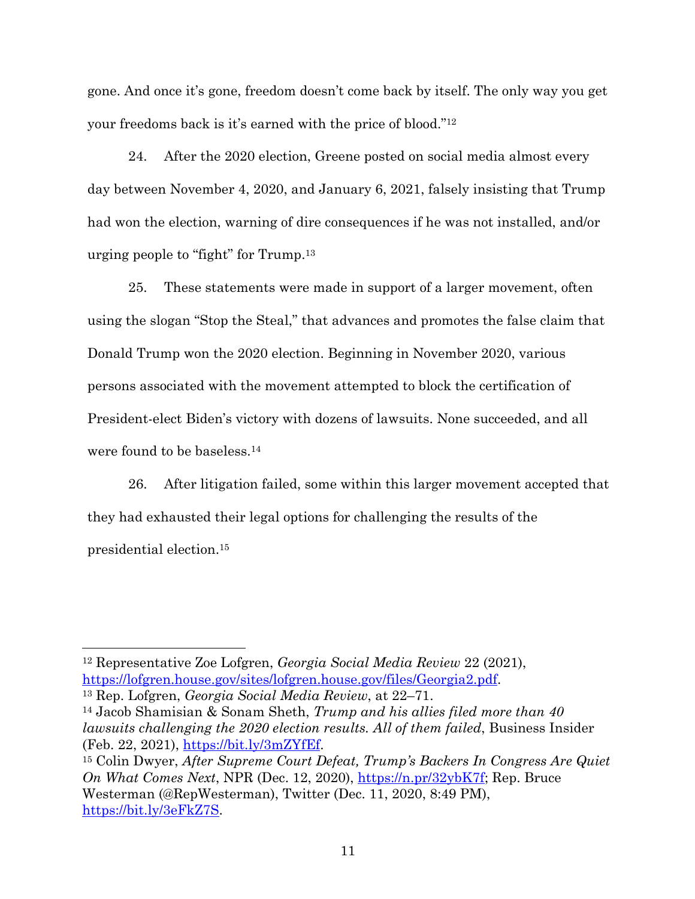gone. And once it's gone, freedom doesn't come back by itself. The only way you get your freedoms back is it's earned with the price of blood."[12]

24. After the 2020 election, Greene posted on social media almost every day between November 4, 2020, and January 6, 2021, falsely insisting that Trump had won the election, warning of dire consequences if he was not installed, and/or urging people to "fight" for Trump.[13]

25. These statements were made in support of a larger movement, often using the slogan "Stop the Steal," that advances and promotes the false claim that Donald Trump won the 2020 election. Beginning in November 2020, various persons associated with the movement attempted to block the certification of President-elect Biden's victory with dozens of lawsuits. None succeeded, and all were found to be baseless.[14]

26. After litigation failed, some within this larger movement accepted that they had exhausted their legal options for challenging the results of the presidential election.[15]

---

[12] Representative Zoe Lofgren, *Georgia Social Media Review* 22 (2021), https://lofgren.house.gov/sites/lofgren.house.gov/files/Georgia2.pdf.

[13] Rep. Lofgren, *Georgia Social Media Review*, at 22–71.

[14] Jacob Shamisian & Sonam Sheth, *Trump and his allies filed more than 40 lawsuits challenging the 2020 election results. All of them failed*, Business Insider (Feb. 22, 2021), https://bit.ly/3mZYfEf.

[15] Colin Dwyer, *After Supreme Court Defeat, Trump's Backers In Congress Are Quiet On What Comes Next*, NPR (Dec. 12, 2020), https://n.pr/32ybK7f; Rep. Bruce Westerman (@RepWesterman), Twitter (Dec. 11, 2020, 8:49 PM), https://bit.ly/3eFkZ7S.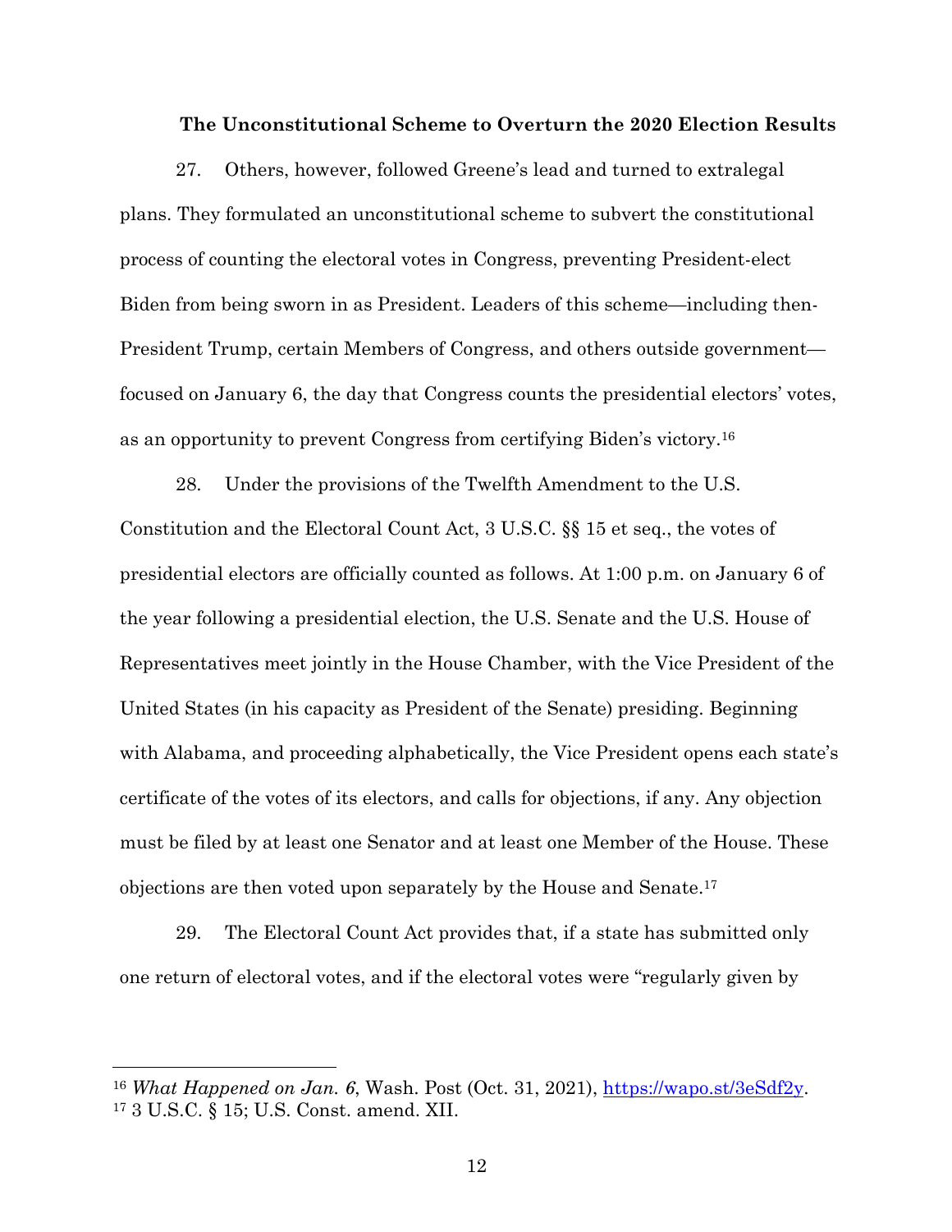### The Unconstitutional Scheme to Overturn the 2020 Election Results

27. Others, however, followed Greene's lead and turned to extralegal plans. They formulated an unconstitutional scheme to subvert the constitutional process of counting the electoral votes in Congress, preventing President-elect Biden from being sworn in as President. Leaders of this scheme—including then-President Trump, certain Members of Congress, and others outside government—focused on January 6, the day that Congress counts the presidential electors' votes, as an opportunity to prevent Congress from certifying Biden's victory.[16]

28. Under the provisions of the Twelfth Amendment to the U.S. Constitution and the Electoral Count Act, 3 U.S.C. §§ 15 et seq., the votes of presidential electors are officially counted as follows. At 1:00 p.m. on January 6 of the year following a presidential election, the U.S. Senate and the U.S. House of Representatives meet jointly in the House Chamber, with the Vice President of the United States (in his capacity as President of the Senate) presiding. Beginning with Alabama, and proceeding alphabetically, the Vice President opens each state's certificate of the votes of its electors, and calls for objections, if any. Any objection must be filed by at least one Senator and at least one Member of the House. These objections are then voted upon separately by the House and Senate.[17]

29. The Electoral Count Act provides that, if a state has submitted only one return of electoral votes, and if the electoral votes were "regularly given by

---

[16] *What Happened on Jan. 6*, Wash. Post (Oct. 31, 2021), https://wapo.st/3eSdf2y.

[17] 3 U.S.C. § 15; U.S. Const. amend. XII.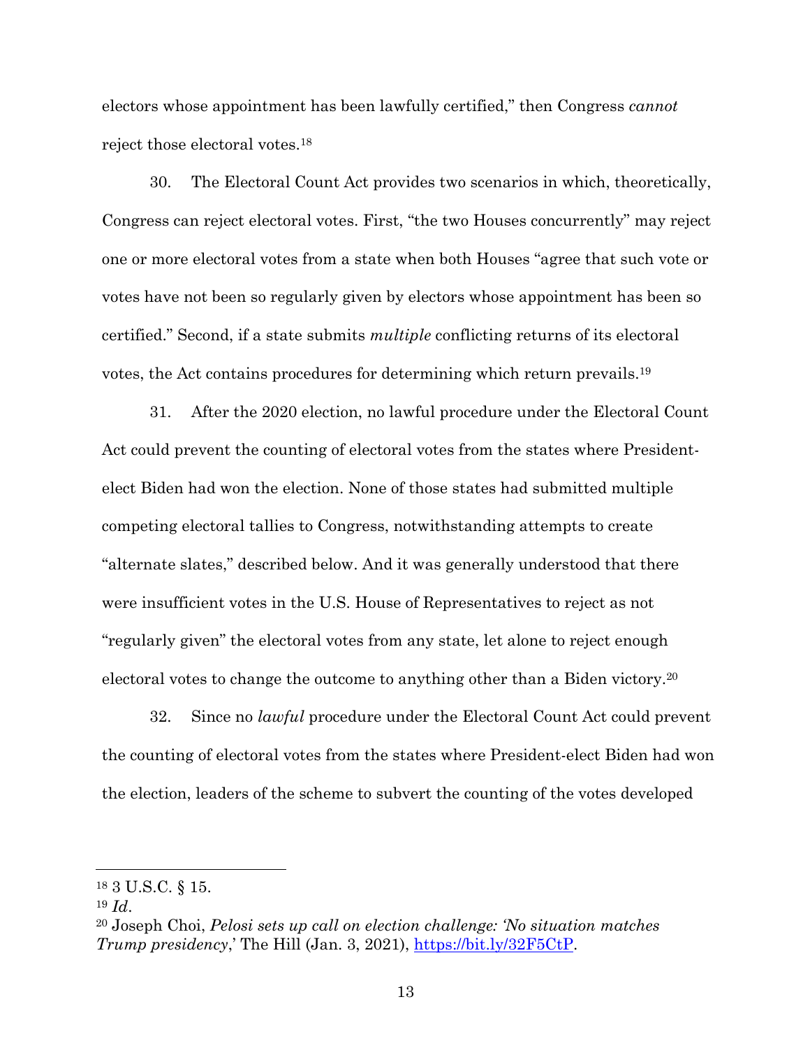electors whose appointment has been lawfully certified," then Congress *cannot* reject those electoral votes.[18]

30. The Electoral Count Act provides two scenarios in which, theoretically, Congress can reject electoral votes. First, "the two Houses concurrently" may reject one or more electoral votes from a state when both Houses "agree that such vote or votes have not been so regularly given by electors whose appointment has been so certified." Second, if a state submits *multiple* conflicting returns of its electoral votes, the Act contains procedures for determining which return prevails.[19]

31. After the 2020 election, no lawful procedure under the Electoral Count Act could prevent the counting of electoral votes from the states where President-elect Biden had won the election. None of those states had submitted multiple competing electoral tallies to Congress, notwithstanding attempts to create "alternate slates," described below. And it was generally understood that there were insufficient votes in the U.S. House of Representatives to reject as not "regularly given" the electoral votes from any state, let alone to reject enough electoral votes to change the outcome to anything other than a Biden victory.[20]

32. Since no *lawful* procedure under the Electoral Count Act could prevent the counting of electoral votes from the states where President-elect Biden had won the election, leaders of the scheme to subvert the counting of the votes developed

---

[18] 3 U.S.C. § 15.

[19] *Id*.

[20] Joseph Choi, *Pelosi sets up call on election challenge: 'No situation matches Trump presidency*,' The Hill (Jan. 3, 2021), https://bit.ly/32F5CtP.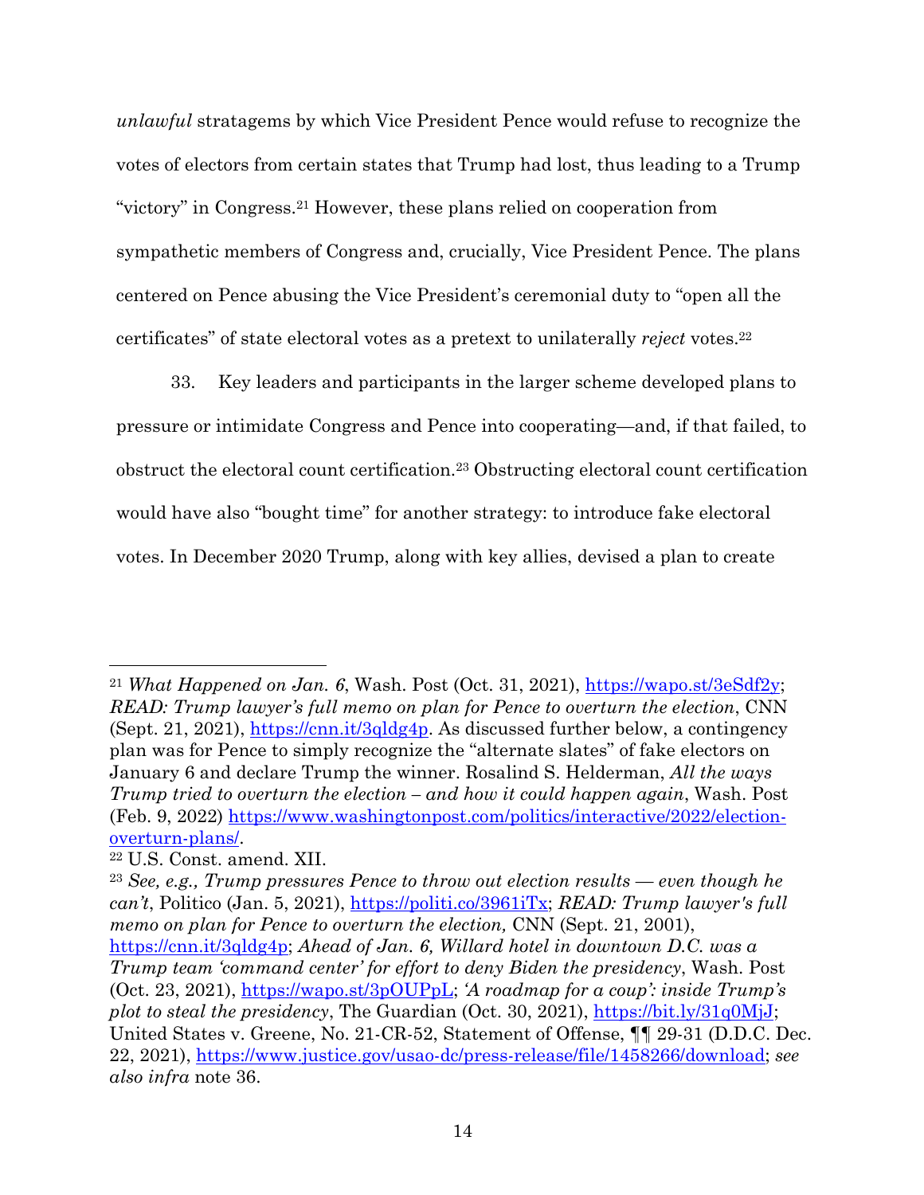*unlawful* stratagems by which Vice President Pence would refuse to recognize the votes of electors from certain states that Trump had lost, thus leading to a Trump "victory" in Congress.[21] However, these plans relied on cooperation from sympathetic members of Congress and, crucially, Vice President Pence. The plans centered on Pence abusing the Vice President's ceremonial duty to "open all the certificates" of state electoral votes as a pretext to unilaterally *reject* votes.[22]

33. Key leaders and participants in the larger scheme developed plans to pressure or intimidate Congress and Pence into cooperating—and, if that failed, to obstruct the electoral count certification.[23] Obstructing electoral count certification would have also "bought time" for another strategy: to introduce fake electoral votes. In December 2020 Trump, along with key allies, devised a plan to create

---

[21] *What Happened on Jan. 6*, Wash. Post (Oct. 31, 2021), https://wapo.st/3eSdf2y; *READ: Trump lawyer's full memo on plan for Pence to overturn the election*, CNN (Sept. 21, 2021), https://cnn.it/3qldg4p. As discussed further below, a contingency plan was for Pence to simply recognize the "alternate slates" of fake electors on January 6 and declare Trump the winner. Rosalind S. Helderman, *All the ways Trump tried to overturn the election – and how it could happen again*, Wash. Post (Feb. 9, 2022) https://www.washingtonpost.com/politics/interactive/2022/election-overturn-plans/.

[22] U.S. Const. amend. XII.

[23] *See, e.g., Trump pressures Pence to throw out election results — even though he can't*, Politico (Jan. 5, 2021), https://politi.co/3961iTx; *READ: Trump lawyer's full memo on plan for Pence to overturn the election,* CNN (Sept. 21, 2001), https://cnn.it/3qldg4p; *Ahead of Jan. 6, Willard hotel in downtown D.C. was a Trump team 'command center' for effort to deny Biden the presidency*, Wash. Post (Oct. 23, 2021), https://wapo.st/3pOUPpL; *'A roadmap for a coup': inside Trump's plot to steal the presidency*, The Guardian (Oct. 30, 2021), https://bit.ly/31q0MjJ; United States v. Greene, No. 21-CR-52, Statement of Offense, ¶¶ 29-31 (D.D.C. Dec. 22, 2021), https://www.justice.gov/usao-dc/press-release/file/1458266/download; *see also infra* note 36.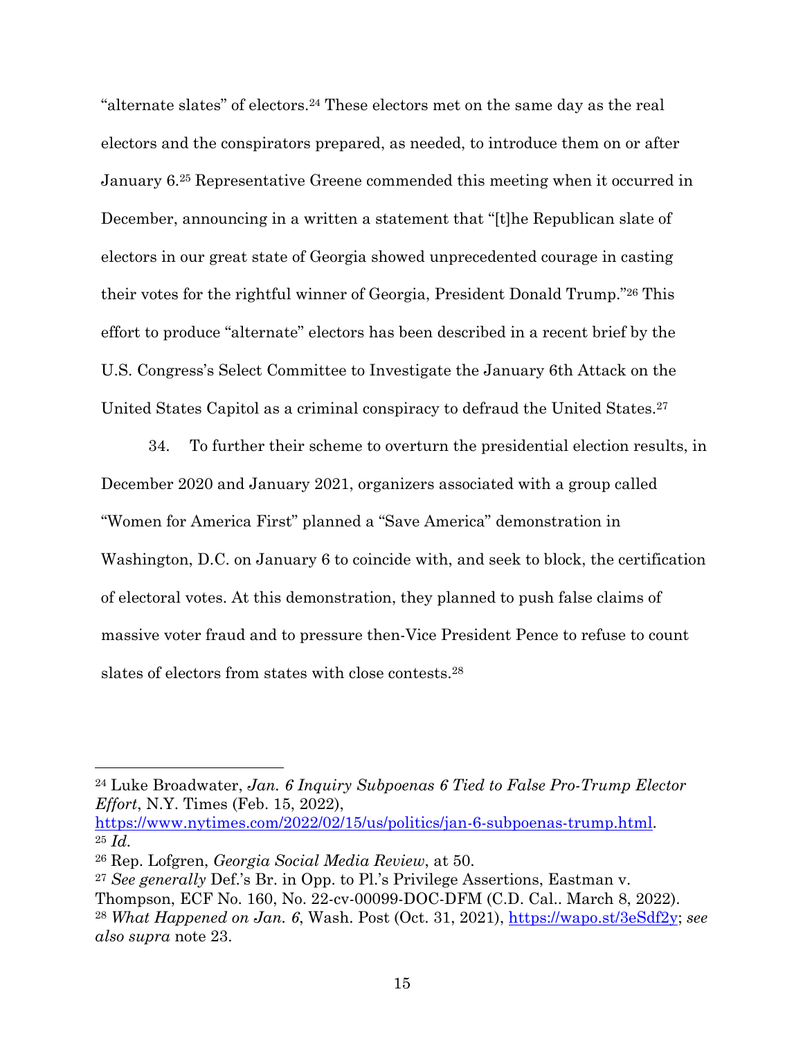"alternate slates" of electors.[24] These electors met on the same day as the real electors and the conspirators prepared, as needed, to introduce them on or after January 6.[25] Representative Greene commended this meeting when it occurred in December, announcing in a written a statement that "[t]he Republican slate of electors in our great state of Georgia showed unprecedented courage in casting their votes for the rightful winner of Georgia, President Donald Trump."[26] This effort to produce "alternate" electors has been described in a recent brief by the U.S. Congress's Select Committee to Investigate the January 6th Attack on the United States Capitol as a criminal conspiracy to defraud the United States.[27]

34. To further their scheme to overturn the presidential election results, in December 2020 and January 2021, organizers associated with a group called "Women for America First" planned a "Save America" demonstration in Washington, D.C. on January 6 to coincide with, and seek to block, the certification of electoral votes. At this demonstration, they planned to push false claims of massive voter fraud and to pressure then-Vice President Pence to refuse to count slates of electors from states with close contests.[28]

---

[24] Luke Broadwater, *Jan. 6 Inquiry Subpoenas 6 Tied to False Pro-Trump Elector Effort*, N.Y. Times (Feb. 15, 2022), https://www.nytimes.com/2022/02/15/us/politics/jan-6-subpoenas-trump.html.

[25] *Id.*

[26] Rep. Lofgren, *Georgia Social Media Review*, at 50.

[27] *See generally* Def.'s Br. in Opp. to Pl.'s Privilege Assertions, Eastman v. Thompson, ECF No. 160, No. 22-cv-00099-DOC-DFM (C.D. Cal.. March 8, 2022).

[28] *What Happened on Jan. 6*, Wash. Post (Oct. 31, 2021), https://wapo.st/3eSdf2y; *see also supra* note 23.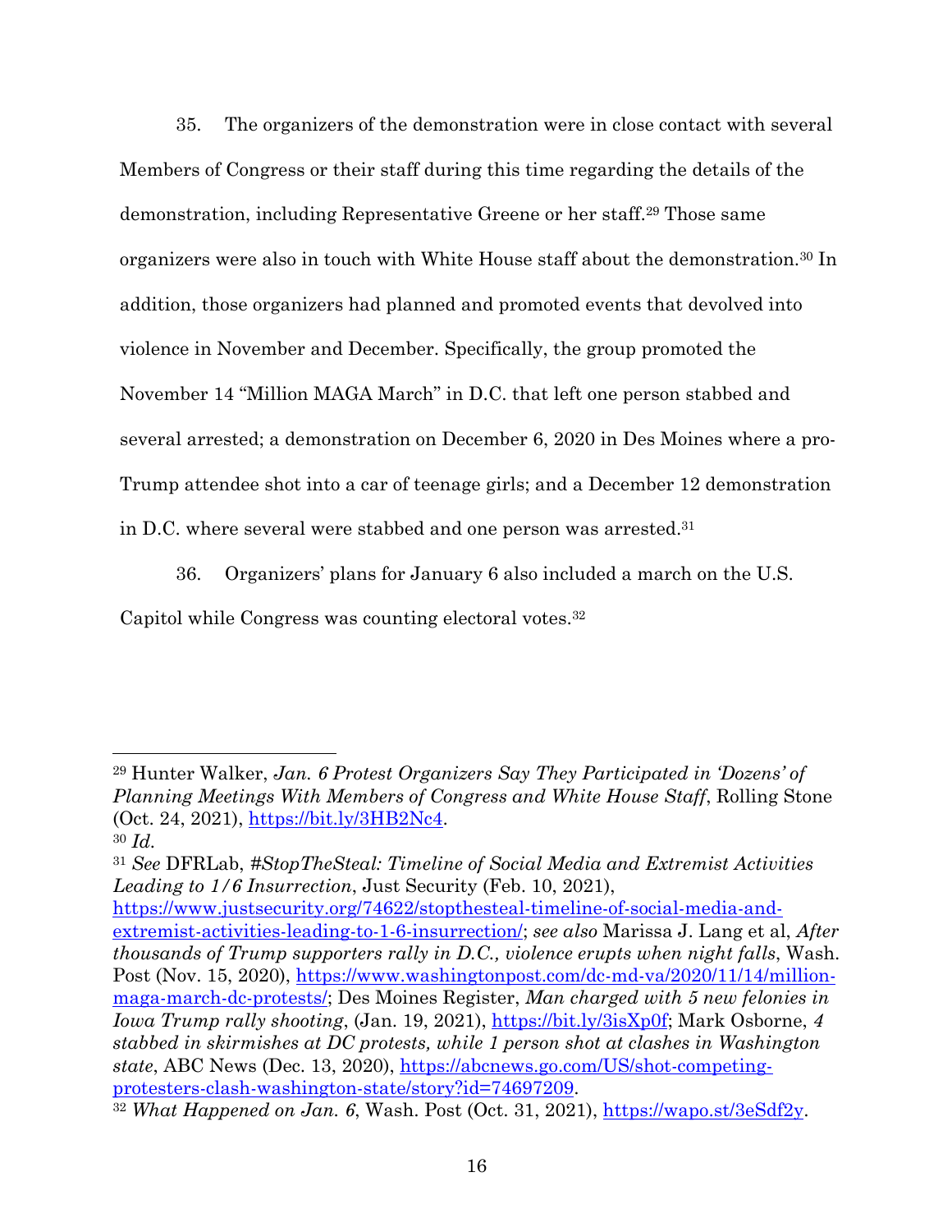35. The organizers of the demonstration were in close contact with several Members of Congress or their staff during this time regarding the details of the demonstration, including Representative Greene or her staff.[29] Those same organizers were also in touch with White House staff about the demonstration.[30] In addition, those organizers had planned and promoted events that devolved into violence in November and December. Specifically, the group promoted the November 14 "Million MAGA March" in D.C. that left one person stabbed and several arrested; a demonstration on December 6, 2020 in Des Moines where a pro-Trump attendee shot into a car of teenage girls; and a December 12 demonstration in D.C. where several were stabbed and one person was arrested.[31]

36. Organizers' plans for January 6 also included a march on the U.S. Capitol while Congress was counting electoral votes.[32]

---

[29] Hunter Walker, *Jan. 6 Protest Organizers Say They Participated in 'Dozens' of Planning Meetings With Members of Congress and White House Staff*, Rolling Stone (Oct. 24, 2021), https://bit.ly/3HB2Nc4.

[30] *Id.*

[31] *See* DFRLab, *#StopTheSteal: Timeline of Social Media and Extremist Activities Leading to 1/6 Insurrection*, Just Security (Feb. 10, 2021), https://www.justsecurity.org/74622/stopthesteal-timeline-of-social-media-and-extremist-activities-leading-to-1-6-insurrection/; *see also* Marissa J. Lang et al, *After thousands of Trump supporters rally in D.C., violence erupts when night falls*, Wash. Post (Nov. 15, 2020), https://www.washingtonpost.com/dc-md-va/2020/11/14/million-maga-march-dc-protests/; Des Moines Register, *Man charged with 5 new felonies in Iowa Trump rally shooting*, (Jan. 19, 2021), https://bit.ly/3isXp0f; Mark Osborne, *4 stabbed in skirmishes at DC protests, while 1 person shot at clashes in Washington state*, ABC News (Dec. 13, 2020), https://abcnews.go.com/US/shot-competing-protesters-clash-washington-state/story?id=74697209.

[32] *What Happened on Jan. 6*, Wash. Post (Oct. 31, 2021), https://wapo.st/3eSdf2y.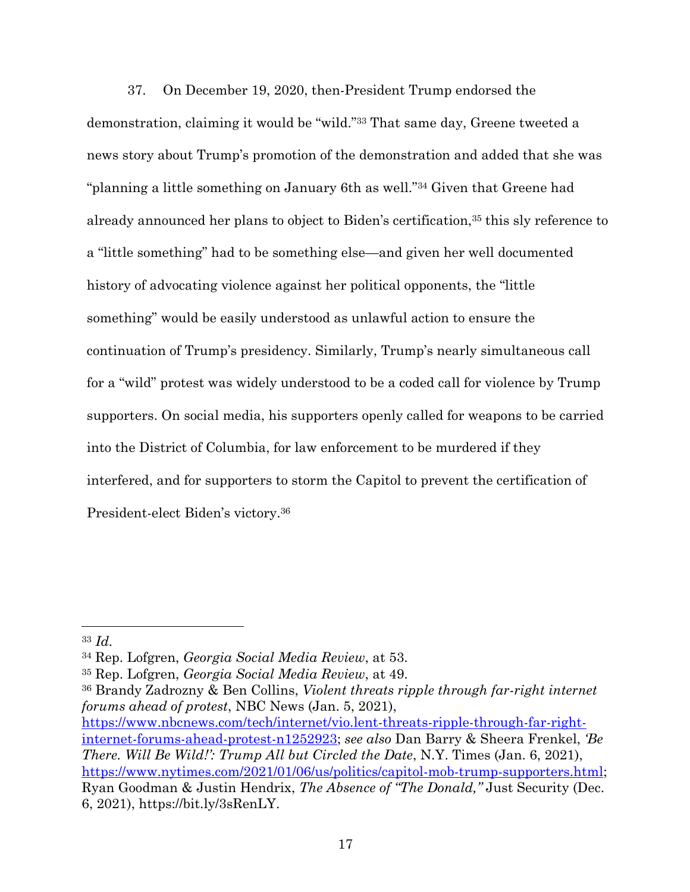37. On December 19, 2020, then-President Trump endorsed the demonstration, claiming it would be "wild."[33] That same day, Greene tweeted a news story about Trump's promotion of the demonstration and added that she was "planning a little something on January 6th as well."[34] Given that Greene had already announced her plans to object to Biden's certification,[35] this sly reference to a "little something" had to be something else—and given her well documented history of advocating violence against her political opponents, the "little something" would be easily understood as unlawful action to ensure the continuation of Trump's presidency. Similarly, Trump's nearly simultaneous call for a "wild" protest was widely understood to be a coded call for violence by Trump supporters. On social media, his supporters openly called for weapons to be carried into the District of Columbia, for law enforcement to be murdered if they interfered, and for supporters to storm the Capitol to prevent the certification of President-elect Biden's victory.[36]

---

[33] *Id.*

[34] Rep. Lofgren, *Georgia Social Media Review*, at 53.

[35] Rep. Lofgren, *Georgia Social Media Review*, at 49.

[36] Brandy Zadrozny & Ben Collins, *Violent threats ripple through far-right internet forums ahead of protest*, NBC News (Jan. 5, 2021), https://www.nbcnews.com/tech/internet/vio.lent-threats-ripple-through-far-right-internet-forums-ahead-protest-n1252923; *see also* Dan Barry & Sheera Frenkel, *'Be There. Will Be Wild!': Trump All but Circled the Date*, N.Y. Times (Jan. 6, 2021), https://www.nytimes.com/2021/01/06/us/politics/capitol-mob-trump-supporters.html; Ryan Goodman & Justin Hendrix, *The Absence of "The Donald,"* Just Security (Dec. 6, 2021), https://bit.ly/3sRenLY.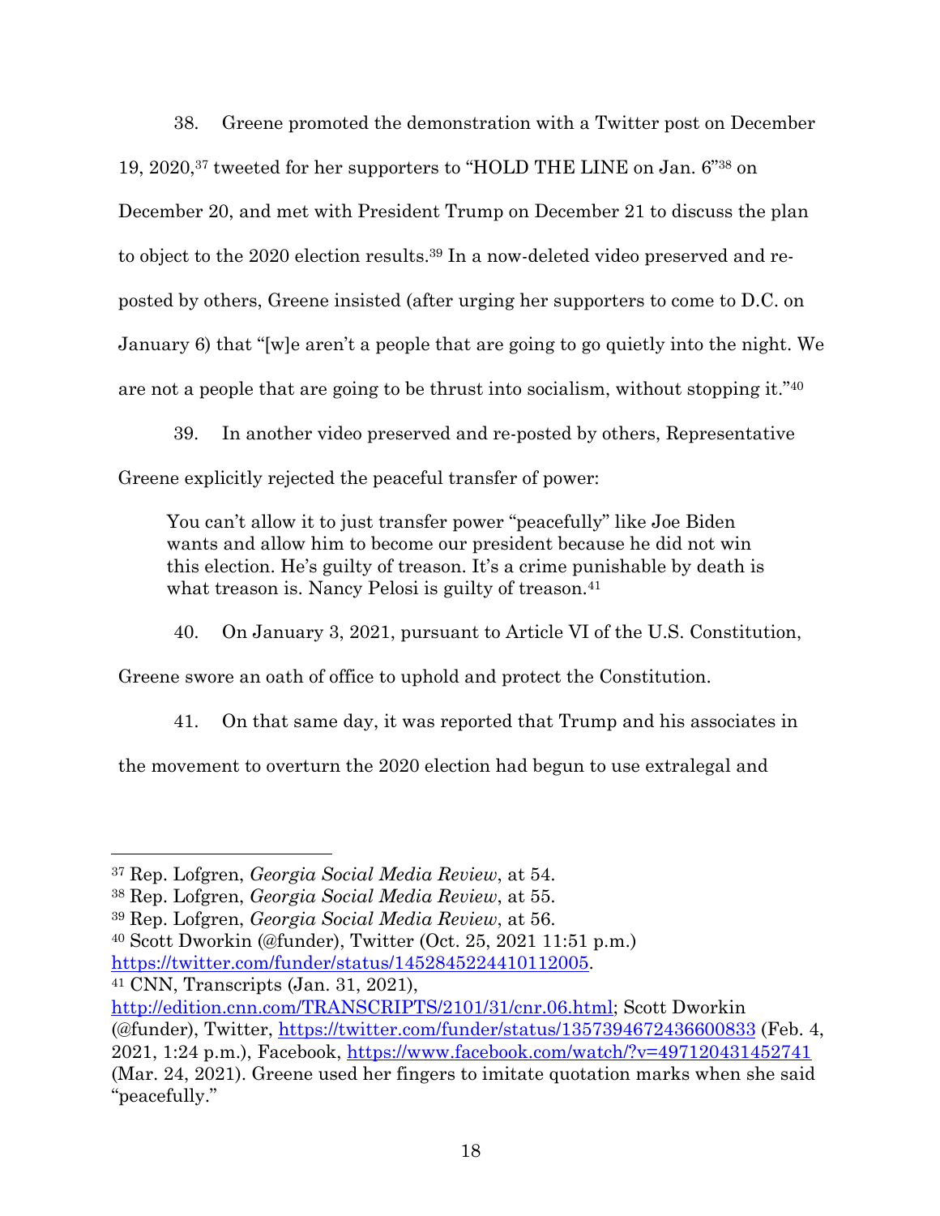38. Greene promoted the demonstration with a Twitter post on December 19, 2020,[37] tweeted for her supporters to "HOLD THE LINE on Jan. 6"[38] on December 20, and met with President Trump on December 21 to discuss the plan to object to the 2020 election results.[39] In a now-deleted video preserved and re-posted by others, Greene insisted (after urging her supporters to come to D.C. on January 6) that "[w]e aren't a people that are going to go quietly into the night. We are not a people that are going to be thrust into socialism, without stopping it."[40]

39. In another video preserved and re-posted by others, Representative Greene explicitly rejected the peaceful transfer of power:

> You can't allow it to just transfer power "peacefully" like Joe Biden wants and allow him to become our president because he did not win this election. He's guilty of treason. It's a crime punishable by death is what treason is. Nancy Pelosi is guilty of treason.[41]

40. On January 3, 2021, pursuant to Article VI of the U.S. Constitution, Greene swore an oath of office to uphold and protect the Constitution.

41. On that same day, it was reported that Trump and his associates in the movement to overturn the 2020 election had begun to use extralegal and

---

[37] Rep. Lofgren, *Georgia Social Media Review*, at 54.

[38] Rep. Lofgren, *Georgia Social Media Review*, at 55.

[39] Rep. Lofgren, *Georgia Social Media Review*, at 56.

[40] Scott Dworkin (@funder), Twitter (Oct. 25, 2021 11:51 p.m.) https://twitter.com/funder/status/1452845224410112005.

[41] CNN, Transcripts (Jan. 31, 2021), http://edition.cnn.com/TRANSCRIPTS/2101/31/cnr.06.html; Scott Dworkin (@funder), Twitter, https://twitter.com/funder/status/1357394672436600833 (Feb. 4, 2021, 1:24 p.m.), Facebook, https://www.facebook.com/watch/?v=497120431452741 (Mar. 24, 2021). Greene used her fingers to imitate quotation marks when she said "peacefully."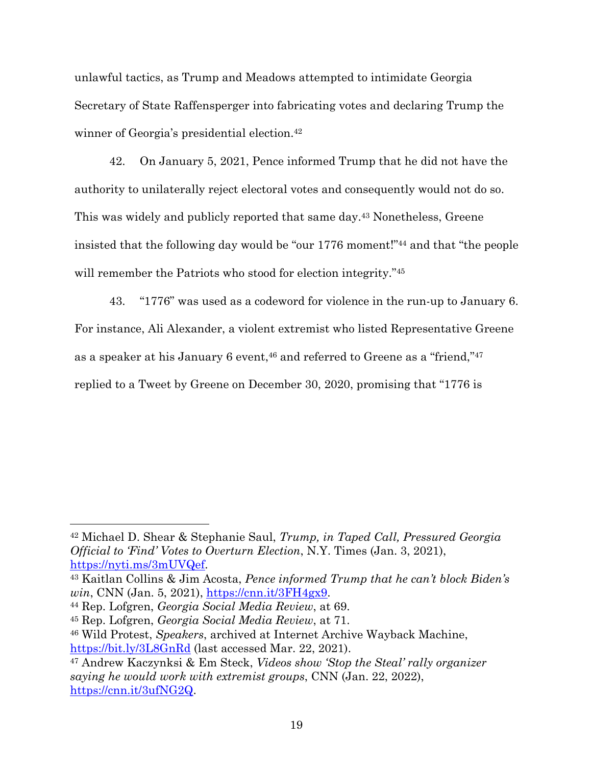unlawful tactics, as Trump and Meadows attempted to intimidate Georgia Secretary of State Raffensperger into fabricating votes and declaring Trump the winner of Georgia's presidential election.[42]

42. On January 5, 2021, Pence informed Trump that he did not have the authority to unilaterally reject electoral votes and consequently would not do so. This was widely and publicly reported that same day.[43] Nonetheless, Greene insisted that the following day would be "our 1776 moment!"[44] and that "the people will remember the Patriots who stood for election integrity."[45]

43. "1776" was used as a codeword for violence in the run-up to January 6. For instance, Ali Alexander, a violent extremist who listed Representative Greene as a speaker at his January 6 event,[46] and referred to Greene as a "friend,"[47] replied to a Tweet by Greene on December 30, 2020, promising that "1776 is

---

[42] Michael D. Shear & Stephanie Saul, *Trump, in Taped Call, Pressured Georgia Official to 'Find' Votes to Overturn Election*, N.Y. Times (Jan. 3, 2021), https://nyti.ms/3mUVQef.

[43] Kaitlan Collins & Jim Acosta, *Pence informed Trump that he can't block Biden's win*, CNN (Jan. 5, 2021), https://cnn.it/3FH4gx9.

[44] Rep. Lofgren, *Georgia Social Media Review*, at 69.

[45] Rep. Lofgren, *Georgia Social Media Review*, at 71.

[46] Wild Protest, *Speakers*, archived at Internet Archive Wayback Machine, https://bit.ly/3L8GnRd (last accessed Mar. 22, 2021).

[47] Andrew Kaczynksi & Em Steck, *Videos show 'Stop the Steal' rally organizer saying he would work with extremist groups*, CNN (Jan. 22, 2022), https://cnn.it/3ufNG2Q.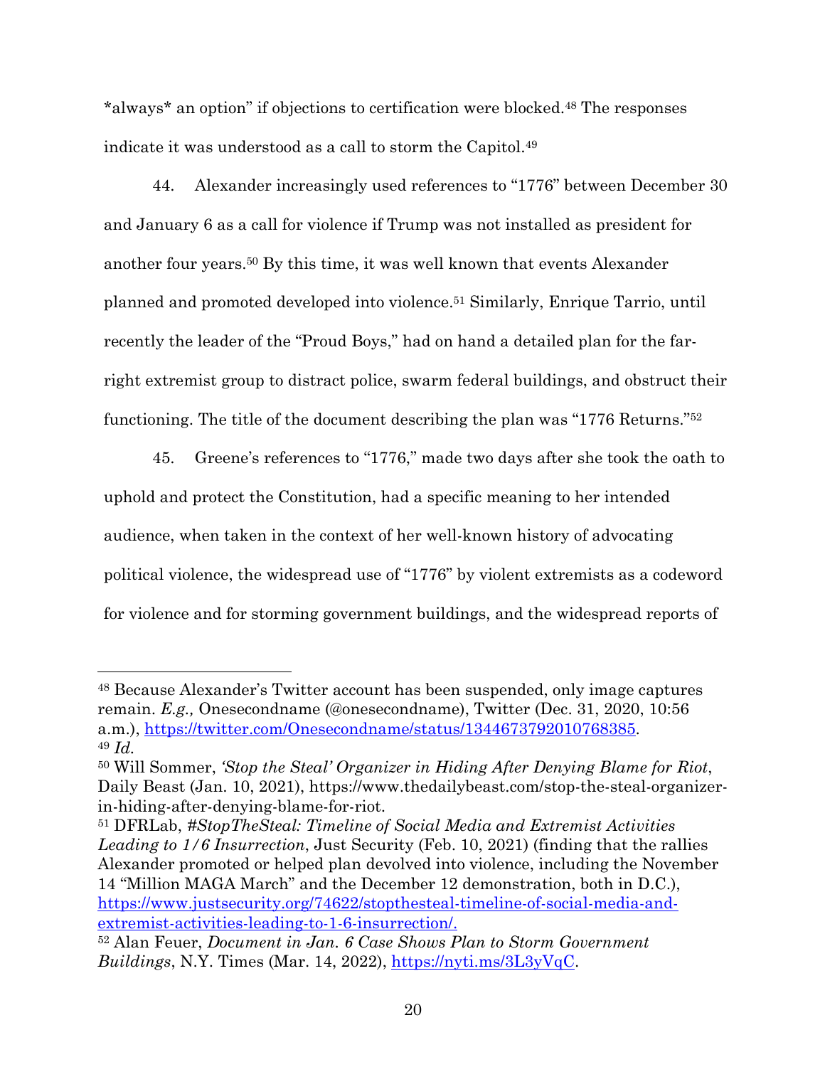*always* an option" if objections to certification were blocked.[48] The responses indicate it was understood as a call to storm the Capitol.[49]

44. Alexander increasingly used references to "1776" between December 30 and January 6 as a call for violence if Trump was not installed as president for another four years.[50] By this time, it was well known that events Alexander planned and promoted developed into violence.[51] Similarly, Enrique Tarrio, until recently the leader of the "Proud Boys," had on hand a detailed plan for the far-right extremist group to distract police, swarm federal buildings, and obstruct their functioning. The title of the document describing the plan was "1776 Returns."[52]

45. Greene's references to "1776," made two days after she took the oath to uphold and protect the Constitution, had a specific meaning to her intended audience, when taken in the context of her well-known history of advocating political violence, the widespread use of "1776" by violent extremists as a codeword for violence and for storming government buildings, and the widespread reports of

---

[48] Because Alexander's Twitter account has been suspended, only image captures remain. *E.g.,* Onesecondname (@onesecondname), Twitter (Dec. 31, 2020, 10:56 a.m.), https://twitter.com/Onesecondname/status/1344673792010768385.

[49] *Id.*

[50] Will Sommer, *'Stop the Steal' Organizer in Hiding After Denying Blame for Riot*, Daily Beast (Jan. 10, 2021), https://www.thedailybeast.com/stop-the-steal-organizer-in-hiding-after-denying-blame-for-riot.

[51] DFRLab, *#StopTheSteal: Timeline of Social Media and Extremist Activities Leading to 1/6 Insurrection*, Just Security (Feb. 10, 2021) (finding that the rallies Alexander promoted or helped plan devolved into violence, including the November 14 "Million MAGA March" and the December 12 demonstration, both in D.C.), https://www.justsecurity.org/74622/stopthesteal-timeline-of-social-media-and-extremist-activities-leading-to-1-6-insurrection/.

[52] Alan Feuer, *Document in Jan. 6 Case Shows Plan to Storm Government Buildings*, N.Y. Times (Mar. 14, 2022), https://nyti.ms/3L3yVqC.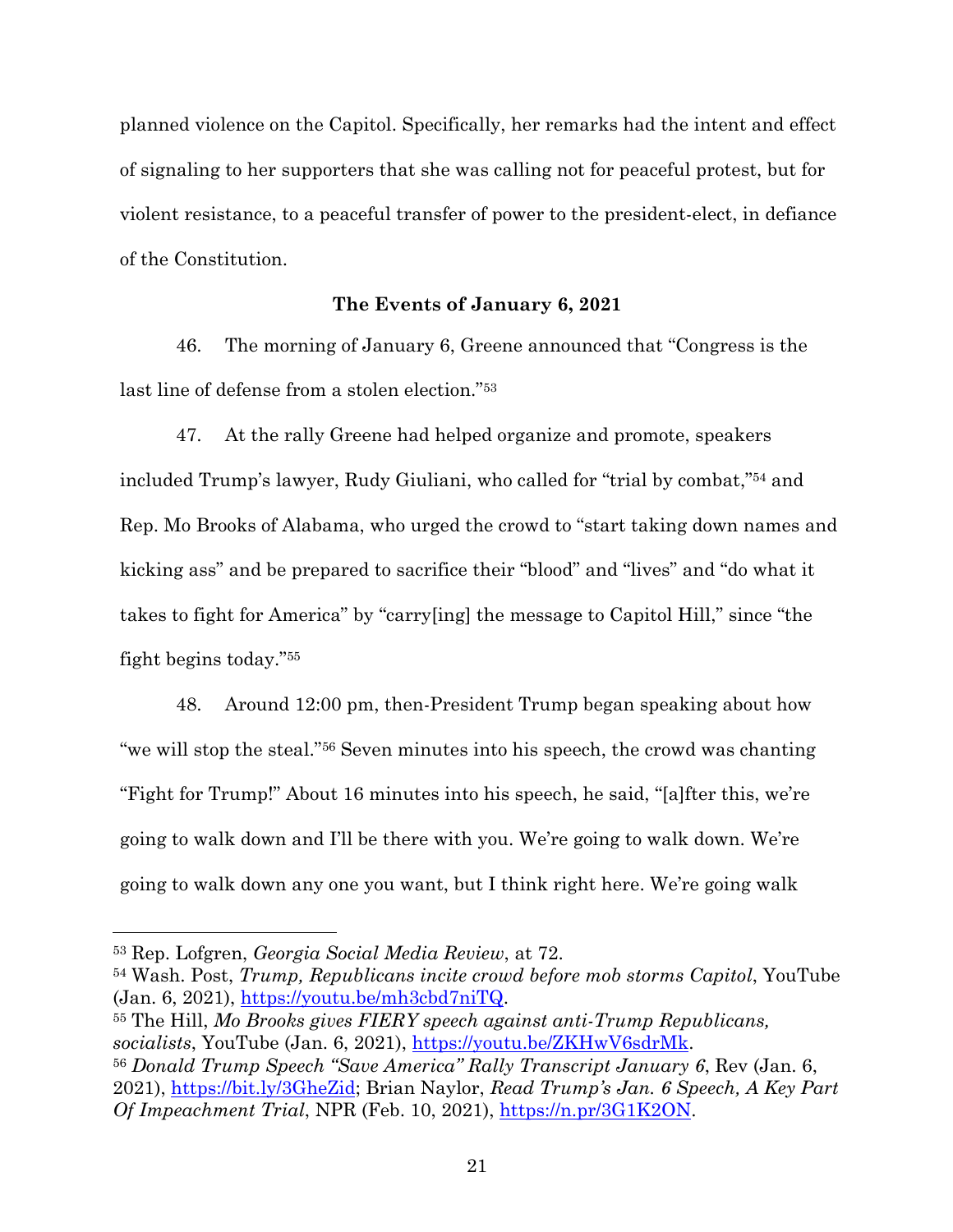planned violence on the Capitol. Specifically, her remarks had the intent and effect of signaling to her supporters that she was calling not for peaceful protest, but for violent resistance, to a peaceful transfer of power to the president-elect, in defiance of the Constitution.

**The Events of January 6, 2021**

46. The morning of January 6, Greene announced that "Congress is the last line of defense from a stolen election."[53]

47. At the rally Greene had helped organize and promote, speakers included Trump's lawyer, Rudy Giuliani, who called for "trial by combat,"[54] and Rep. Mo Brooks of Alabama, who urged the crowd to "start taking down names and kicking ass" and be prepared to sacrifice their "blood" and "lives" and "do what it takes to fight for America" by "carry[ing] the message to Capitol Hill," since "the fight begins today."[55]

48. Around 12:00 pm, then-President Trump began speaking about how "we will stop the steal."[56] Seven minutes into his speech, the crowd was chanting "Fight for Trump!" About 16 minutes into his speech, he said, "[a]fter this, we're going to walk down and I'll be there with you. We're going to walk down. We're going to walk down any one you want, but I think right here. We're going walk

---

[53] Rep. Lofgren, *Georgia Social Media Review*, at 72.

[54] Wash. Post, *Trump, Republicans incite crowd before mob storms Capitol*, YouTube (Jan. 6, 2021), https://youtu.be/mh3cbd7niTQ.

[55] The Hill, *Mo Brooks gives FIERY speech against anti-Trump Republicans, socialists*, YouTube (Jan. 6, 2021), https://youtu.be/ZKHwV6sdrMk.

[56] *Donald Trump Speech "Save America" Rally Transcript January 6*, Rev (Jan. 6, 2021), https://bit.ly/3GheZid; Brian Naylor, *Read Trump's Jan. 6 Speech, A Key Part Of Impeachment Trial*, NPR (Feb. 10, 2021), https://n.pr/3G1K2ON.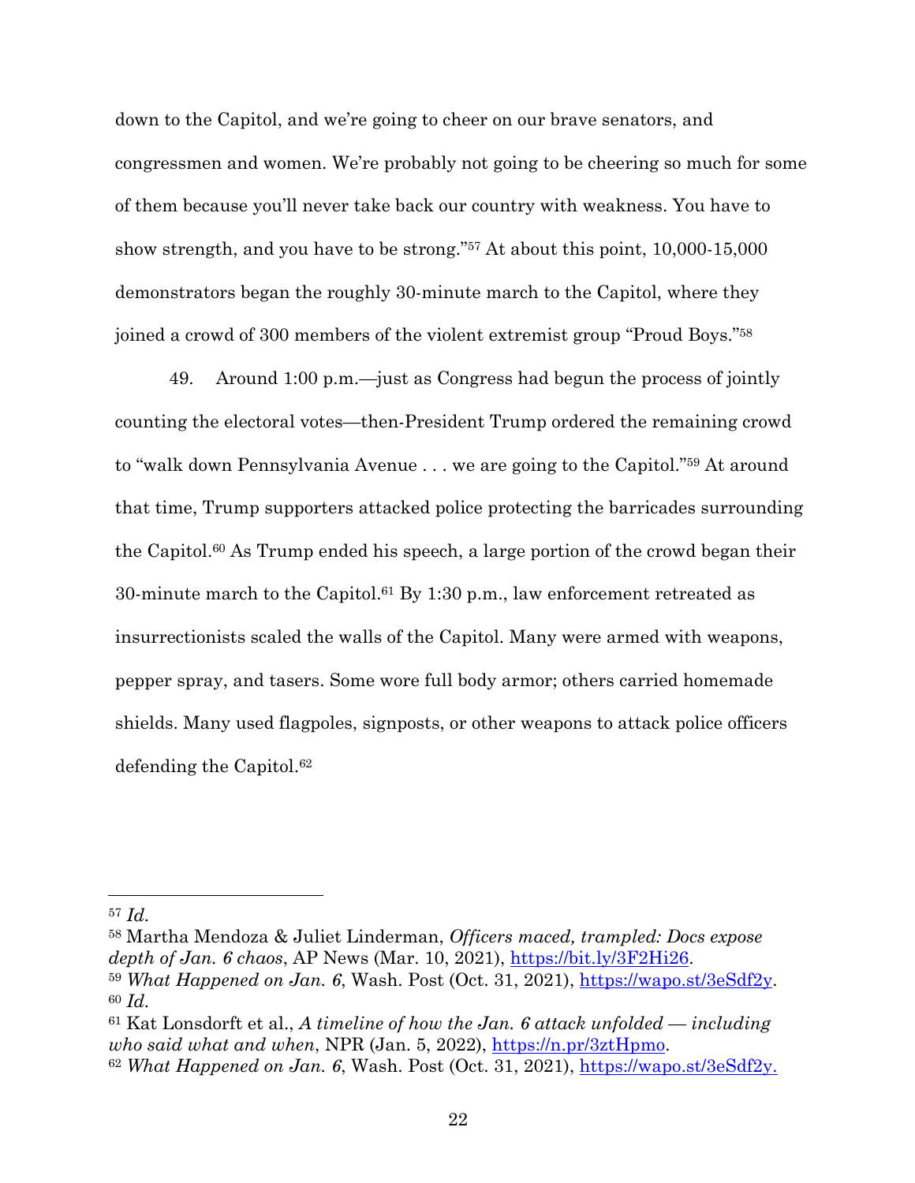down to the Capitol, and we're going to cheer on our brave senators, and congressmen and women. We're probably not going to be cheering so much for some of them because you'll never take back our country with weakness. You have to show strength, and you have to be strong."[57] At about this point, 10,000-15,000 demonstrators began the roughly 30-minute march to the Capitol, where they joined a crowd of 300 members of the violent extremist group "Proud Boys."[58]

49. Around 1:00 p.m.—just as Congress had begun the process of jointly counting the electoral votes—then-President Trump ordered the remaining crowd to "walk down Pennsylvania Avenue . . . we are going to the Capitol."[59] At around that time, Trump supporters attacked police protecting the barricades surrounding the Capitol.[60] As Trump ended his speech, a large portion of the crowd began their 30-minute march to the Capitol.[61] By 1:30 p.m., law enforcement retreated as insurrectionists scaled the walls of the Capitol. Many were armed with weapons, pepper spray, and tasers. Some wore full body armor; others carried homemade shields. Many used flagpoles, signposts, or other weapons to attack police officers defending the Capitol.[62]

---

[57] *Id.*

[58] Martha Mendoza & Juliet Linderman, *Officers maced, trampled: Docs expose depth of Jan. 6 chaos*, AP News (Mar. 10, 2021), https://bit.ly/3F2Hi26.

[59] *What Happened on Jan. 6*, Wash. Post (Oct. 31, 2021), https://wapo.st/3eSdf2y.

[60] *Id.*

[61] Kat Lonsdorft et al., *A timeline of how the Jan. 6 attack unfolded — including who said what and when*, NPR (Jan. 5, 2022), https://n.pr/3ztHpmo.

[62] *What Happened on Jan. 6*, Wash. Post (Oct. 31, 2021), https://wapo.st/3eSdf2y.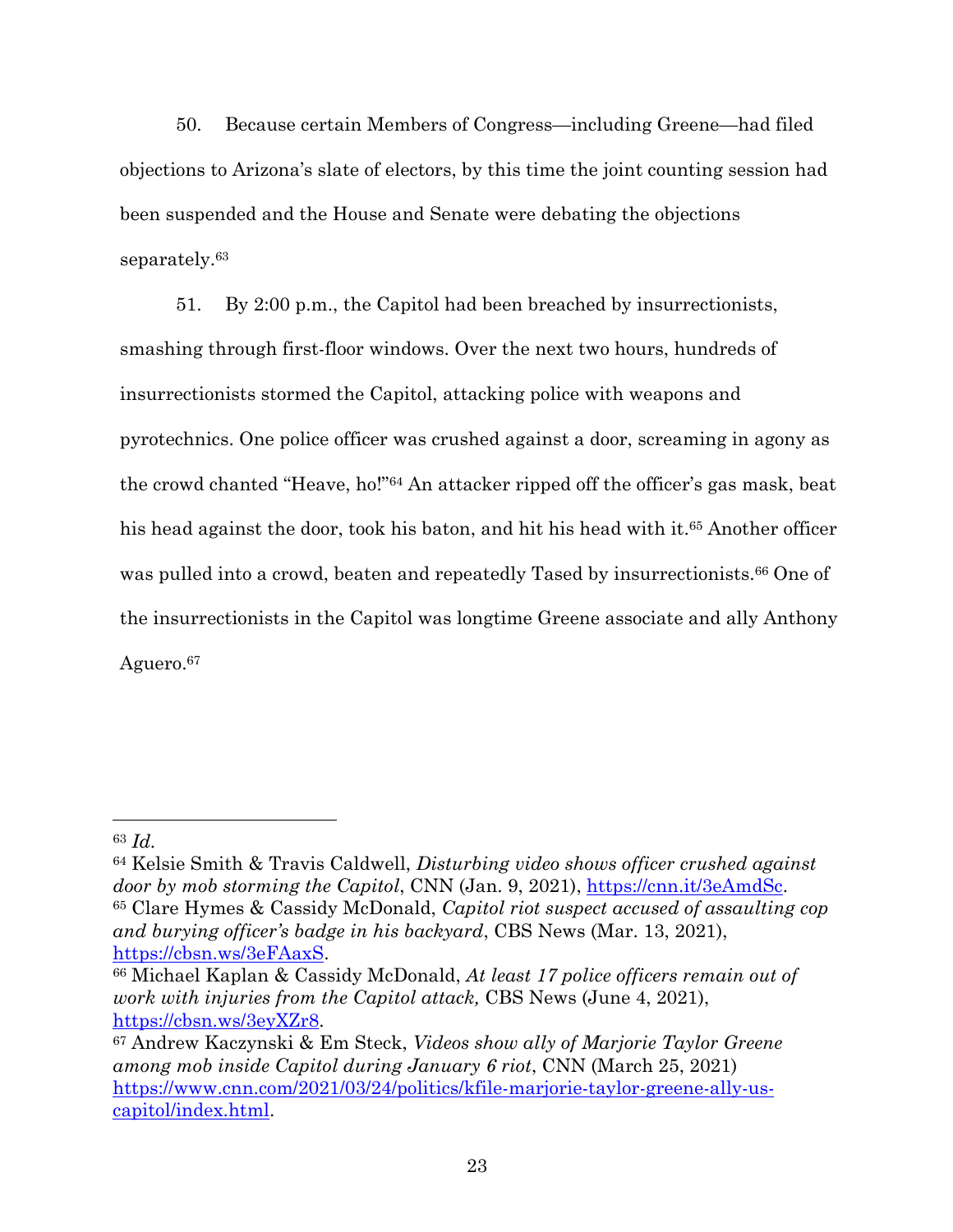50. Because certain Members of Congress—including Greene—had filed objections to Arizona's slate of electors, by this time the joint counting session had been suspended and the House and Senate were debating the objections separately.[63]

51. By 2:00 p.m., the Capitol had been breached by insurrectionists, smashing through first-floor windows. Over the next two hours, hundreds of insurrectionists stormed the Capitol, attacking police with weapons and pyrotechnics. One police officer was crushed against a door, screaming in agony as the crowd chanted "Heave, ho!"[64] An attacker ripped off the officer's gas mask, beat his head against the door, took his baton, and hit his head with it.[65] Another officer was pulled into a crowd, beaten and repeatedly Tased by insurrectionists.[66] One of the insurrectionists in the Capitol was longtime Greene associate and ally Anthony Aguero.[67]

---

[63] *Id.*

[64] Kelsie Smith & Travis Caldwell, *Disturbing video shows officer crushed against door by mob storming the Capitol*, CNN (Jan. 9, 2021), https://cnn.it/3eAmdSc.

[65] Clare Hymes & Cassidy McDonald, *Capitol riot suspect accused of assaulting cop and burying officer's badge in his backyard*, CBS News (Mar. 13, 2021), https://cbsn.ws/3eFAaxS.

[66] Michael Kaplan & Cassidy McDonald, *At least 17 police officers remain out of work with injuries from the Capitol attack,* CBS News (June 4, 2021), https://cbsn.ws/3eyXZr8.

[67] Andrew Kaczynski & Em Steck, *Videos show ally of Marjorie Taylor Greene among mob inside Capitol during January 6 riot*, CNN (March 25, 2021) https://www.cnn.com/2021/03/24/politics/kfile-marjorie-taylor-greene-ally-us-capitol/index.html.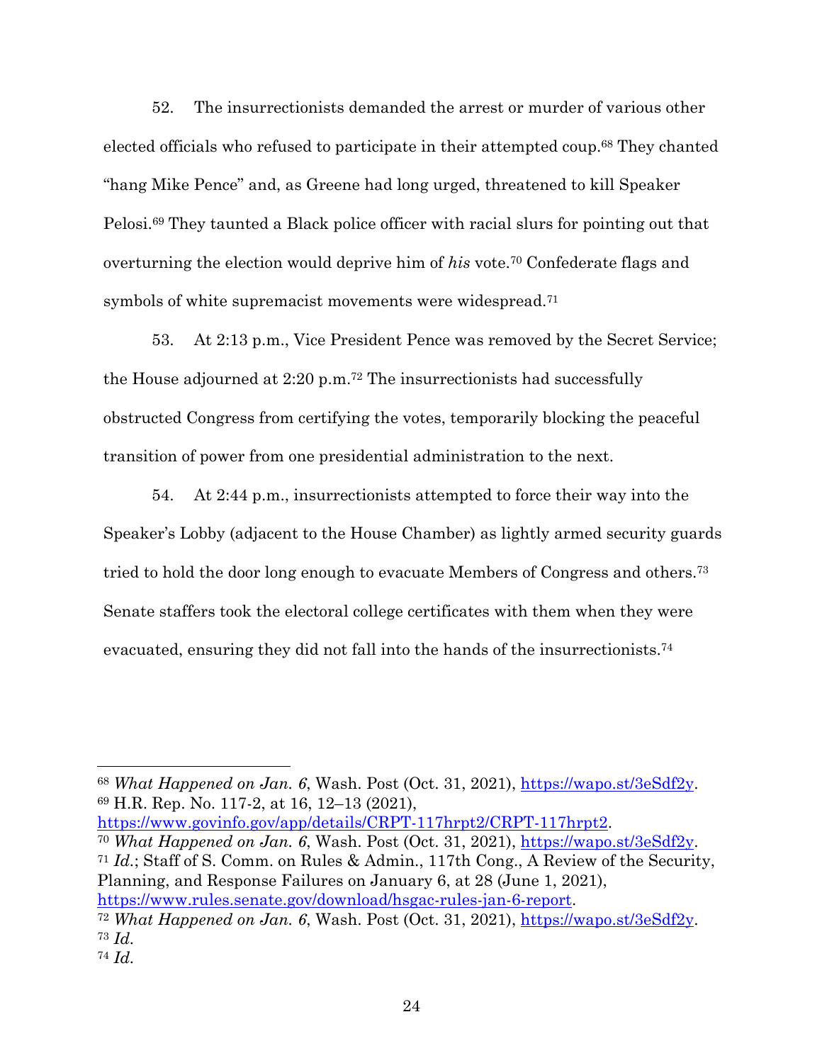52. The insurrectionists demanded the arrest or murder of various other elected officials who refused to participate in their attempted coup.[68] They chanted "hang Mike Pence" and, as Greene had long urged, threatened to kill Speaker Pelosi.[69] They taunted a Black police officer with racial slurs for pointing out that overturning the election would deprive him of *his* vote.[70] Confederate flags and symbols of white supremacist movements were widespread.[71]

53. At 2:13 p.m., Vice President Pence was removed by the Secret Service; the House adjourned at 2:20 p.m.[72] The insurrectionists had successfully obstructed Congress from certifying the votes, temporarily blocking the peaceful transition of power from one presidential administration to the next.

54. At 2:44 p.m., insurrectionists attempted to force their way into the Speaker's Lobby (adjacent to the House Chamber) as lightly armed security guards tried to hold the door long enough to evacuate Members of Congress and others.[73] Senate staffers took the electoral college certificates with them when they were evacuated, ensuring they did not fall into the hands of the insurrectionists.[74]

---

[68] *What Happened on Jan. 6*, Wash. Post (Oct. 31, 2021), https://wapo.st/3eSdf2y.

[69] H.R. Rep. No. 117-2, at 16, 12–13 (2021), https://www.govinfo.gov/app/details/CRPT-117hrpt2/CRPT-117hrpt2.

[70] *What Happened on Jan. 6*, Wash. Post (Oct. 31, 2021), https://wapo.st/3eSdf2y.

[71] *Id.*; Staff of S. Comm. on Rules & Admin., 117th Cong., A Review of the Security, Planning, and Response Failures on January 6, at 28 (June 1, 2021), https://www.rules.senate.gov/download/hsgac-rules-jan-6-report.

[72] *What Happened on Jan. 6*, Wash. Post (Oct. 31, 2021), https://wapo.st/3eSdf2y.

[73] *Id.*

[74] *Id.*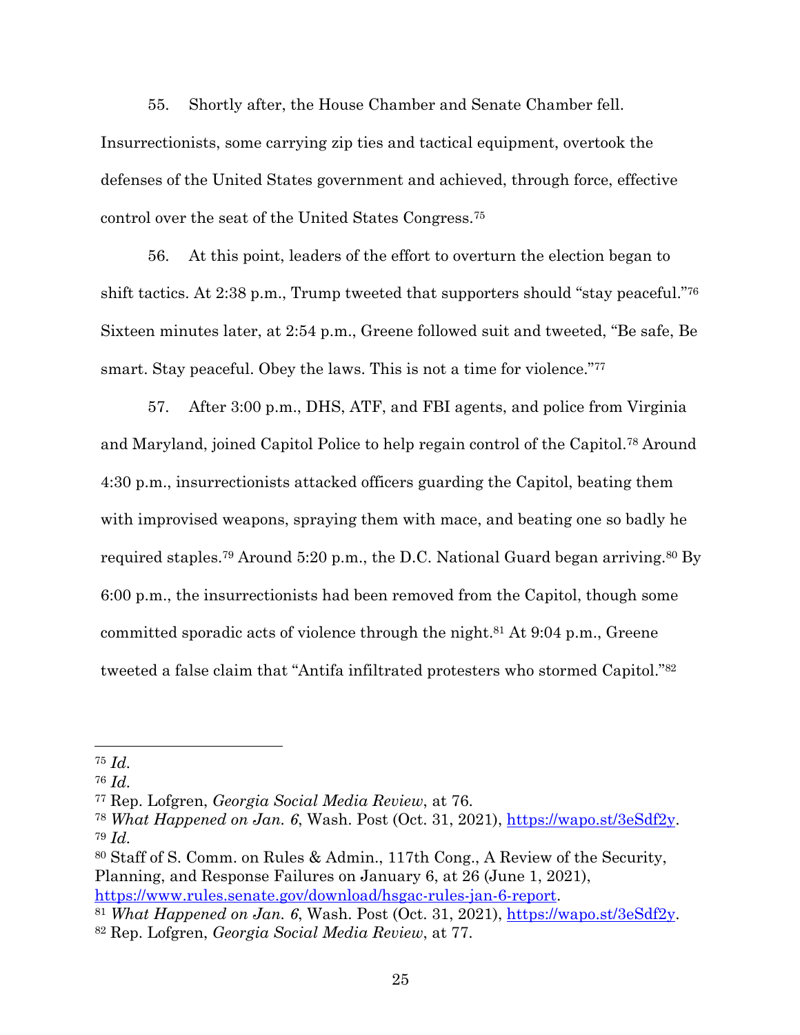55. Shortly after, the House Chamber and Senate Chamber fell. Insurrectionists, some carrying zip ties and tactical equipment, overtook the defenses of the United States government and achieved, through force, effective control over the seat of the United States Congress.[75]

56. At this point, leaders of the effort to overturn the election began to shift tactics. At 2:38 p.m., Trump tweeted that supporters should "stay peaceful."[76] Sixteen minutes later, at 2:54 p.m., Greene followed suit and tweeted, "Be safe, Be smart. Stay peaceful. Obey the laws. This is not a time for violence."[77]

57. After 3:00 p.m., DHS, ATF, and FBI agents, and police from Virginia and Maryland, joined Capitol Police to help regain control of the Capitol.[78] Around 4:30 p.m., insurrectionists attacked officers guarding the Capitol, beating them with improvised weapons, spraying them with mace, and beating one so badly he required staples.[79] Around 5:20 p.m., the D.C. National Guard began arriving.[80] By 6:00 p.m., the insurrectionists had been removed from the Capitol, though some committed sporadic acts of violence through the night.[81] At 9:04 p.m., Greene tweeted a false claim that "Antifa infiltrated protesters who stormed Capitol."[82]

---

[75] *Id.*

[76] *Id.*

[77] Rep. Lofgren, *Georgia Social Media Review*, at 76.

[78] *What Happened on Jan. 6*, Wash. Post (Oct. 31, 2021), https://wapo.st/3eSdf2y.

[79] *Id.*

[80] Staff of S. Comm. on Rules & Admin., 117th Cong., A Review of the Security, Planning, and Response Failures on January 6, at 26 (June 1, 2021), https://www.rules.senate.gov/download/hsgac-rules-jan-6-report.

[81] *What Happened on Jan. 6*, Wash. Post (Oct. 31, 2021), https://wapo.st/3eSdf2y.

[82] Rep. Lofgren, *Georgia Social Media Review*, at 77.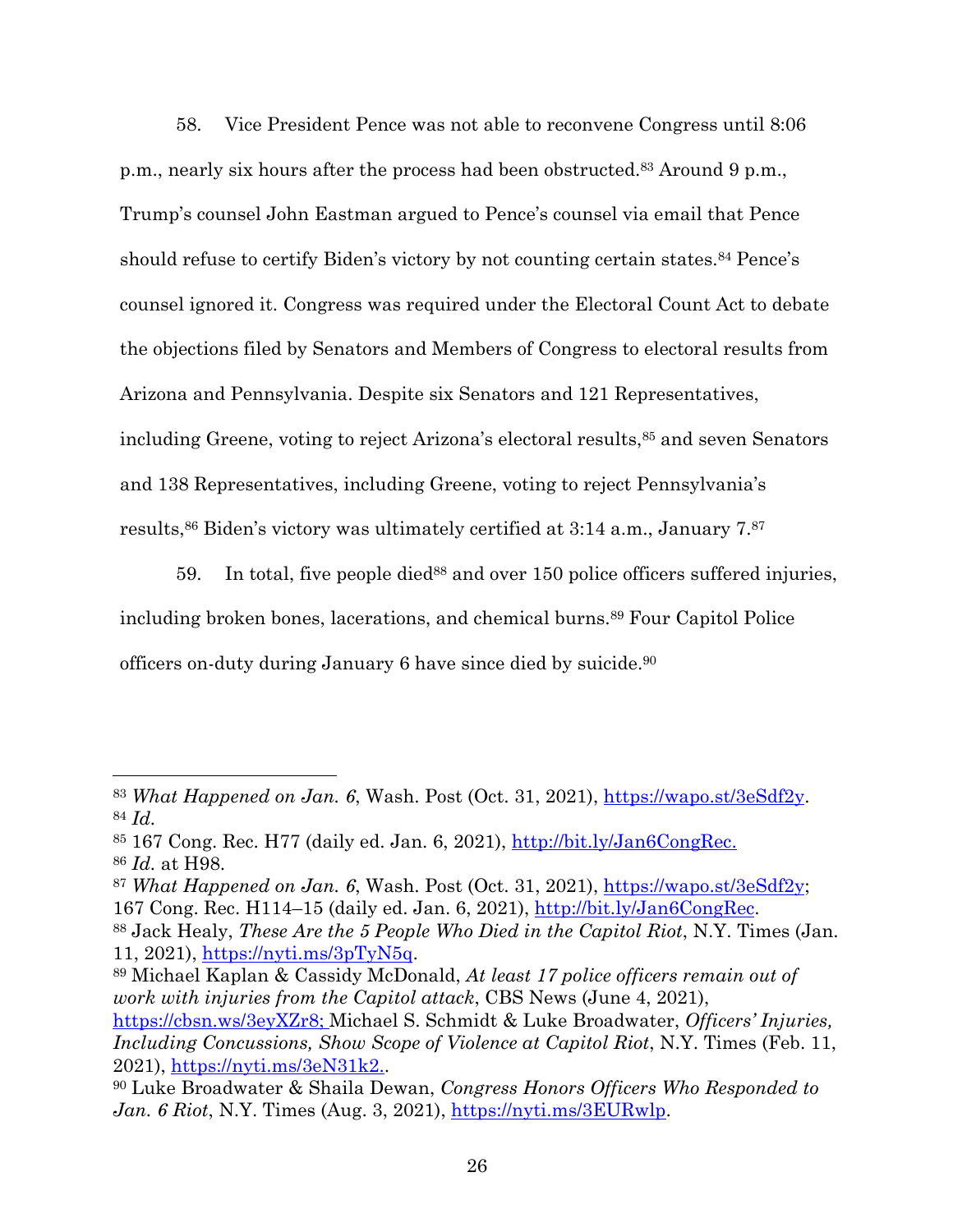58. Vice President Pence was not able to reconvene Congress until 8:06 p.m., nearly six hours after the process had been obstructed.[83] Around 9 p.m., Trump's counsel John Eastman argued to Pence's counsel via email that Pence should refuse to certify Biden's victory by not counting certain states.[84] Pence's counsel ignored it. Congress was required under the Electoral Count Act to debate the objections filed by Senators and Members of Congress to electoral results from Arizona and Pennsylvania. Despite six Senators and 121 Representatives, including Greene, voting to reject Arizona's electoral results,[85] and seven Senators and 138 Representatives, including Greene, voting to reject Pennsylvania's results,[86] Biden's victory was ultimately certified at 3:14 a.m., January 7.[87]

59. In total, five people died[88] and over 150 police officers suffered injuries, including broken bones, lacerations, and chemical burns.[89] Four Capitol Police officers on-duty during January 6 have since died by suicide.[90]

---

[83] *What Happened on Jan. 6*, Wash. Post (Oct. 31, 2021), https://wapo.st/3eSdf2y.

[84] *Id.*

[85] 167 Cong. Rec. H77 (daily ed. Jan. 6, 2021), http://bit.ly/Jan6CongRec.

[86] *Id.* at H98.

[87] *What Happened on Jan. 6*, Wash. Post (Oct. 31, 2021), https://wapo.st/3eSdf2y; 167 Cong. Rec. H114–15 (daily ed. Jan. 6, 2021), http://bit.ly/Jan6CongRec.

[88] Jack Healy, *These Are the 5 People Who Died in the Capitol Riot*, N.Y. Times (Jan. 11, 2021), https://nyti.ms/3pTyN5q.

[89] Michael Kaplan & Cassidy McDonald, *At least 17 police officers remain out of work with injuries from the Capitol attack*, CBS News (June 4, 2021), https://cbsn.ws/3eyXZr8; Michael S. Schmidt & Luke Broadwater, *Officers' Injuries, Including Concussions, Show Scope of Violence at Capitol Riot*, N.Y. Times (Feb. 11, 2021), https://nyti.ms/3eN31k2..

[90] Luke Broadwater & Shaila Dewan, *Congress Honors Officers Who Responded to Jan. 6 Riot*, N.Y. Times (Aug. 3, 2021), https://nyti.ms/3EURwlp.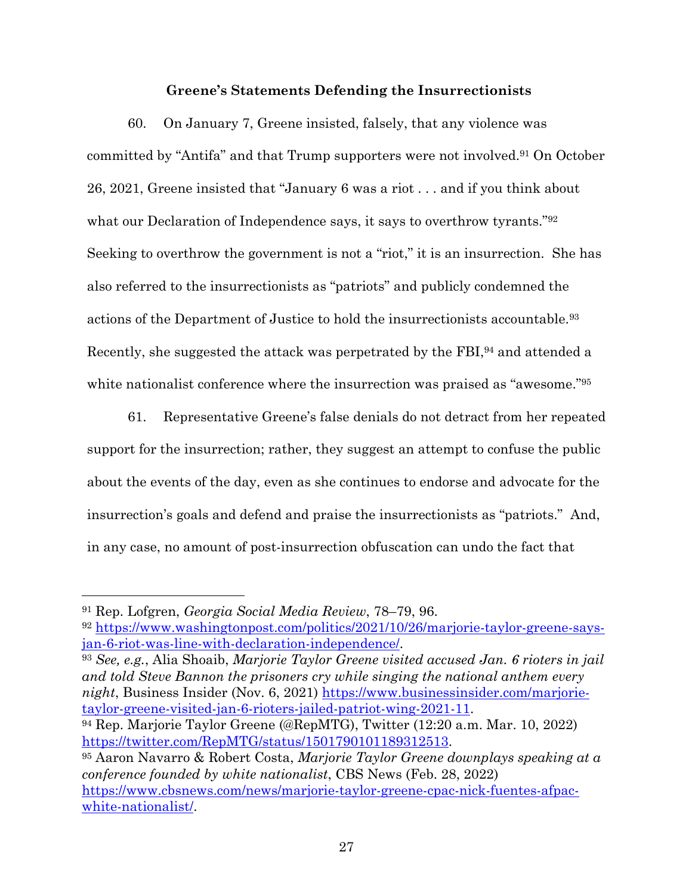**Greene's Statements Defending the Insurrectionists**

60. On January 7, Greene insisted, falsely, that any violence was committed by "Antifa" and that Trump supporters were not involved.[91] On October 26, 2021, Greene insisted that "January 6 was a riot . . . and if you think about what our Declaration of Independence says, it says to overthrow tyrants."[92] Seeking to overthrow the government is not a "riot," it is an insurrection. She has also referred to the insurrectionists as "patriots" and publicly condemned the actions of the Department of Justice to hold the insurrectionists accountable.[93] Recently, she suggested the attack was perpetrated by the FBI,[94] and attended a white nationalist conference where the insurrection was praised as "awesome."[95]

61. Representative Greene's false denials do not detract from her repeated support for the insurrection; rather, they suggest an attempt to confuse the public about the events of the day, even as she continues to endorse and advocate for the insurrection's goals and defend and praise the insurrectionists as "patriots." And, in any case, no amount of post-insurrection obfuscation can undo the fact that

---

[91] Rep. Lofgren, *Georgia Social Media Review*, 78–79, 96.

[92] https://www.washingtonpost.com/politics/2021/10/26/marjorie-taylor-greene-says-jan-6-riot-was-line-with-declaration-independence/.

[93] *See, e.g.*, Alia Shoaib, *Marjorie Taylor Greene visited accused Jan. 6 rioters in jail and told Steve Bannon the prisoners cry while singing the national anthem every night*, Business Insider (Nov. 6, 2021) https://www.businessinsider.com/marjorie-taylor-greene-visited-jan-6-rioters-jailed-patriot-wing-2021-11.

[94] Rep. Marjorie Taylor Greene (@RepMTG), Twitter (12:20 a.m. Mar. 10, 2022) https://twitter.com/RepMTG/status/1501790101189312513.

[95] Aaron Navarro & Robert Costa, *Marjorie Taylor Greene downplays speaking at a conference founded by white nationalist*, CBS News (Feb. 28, 2022) https://www.cbsnews.com/news/marjorie-taylor-greene-cpac-nick-fuentes-afpac-white-nationalist/.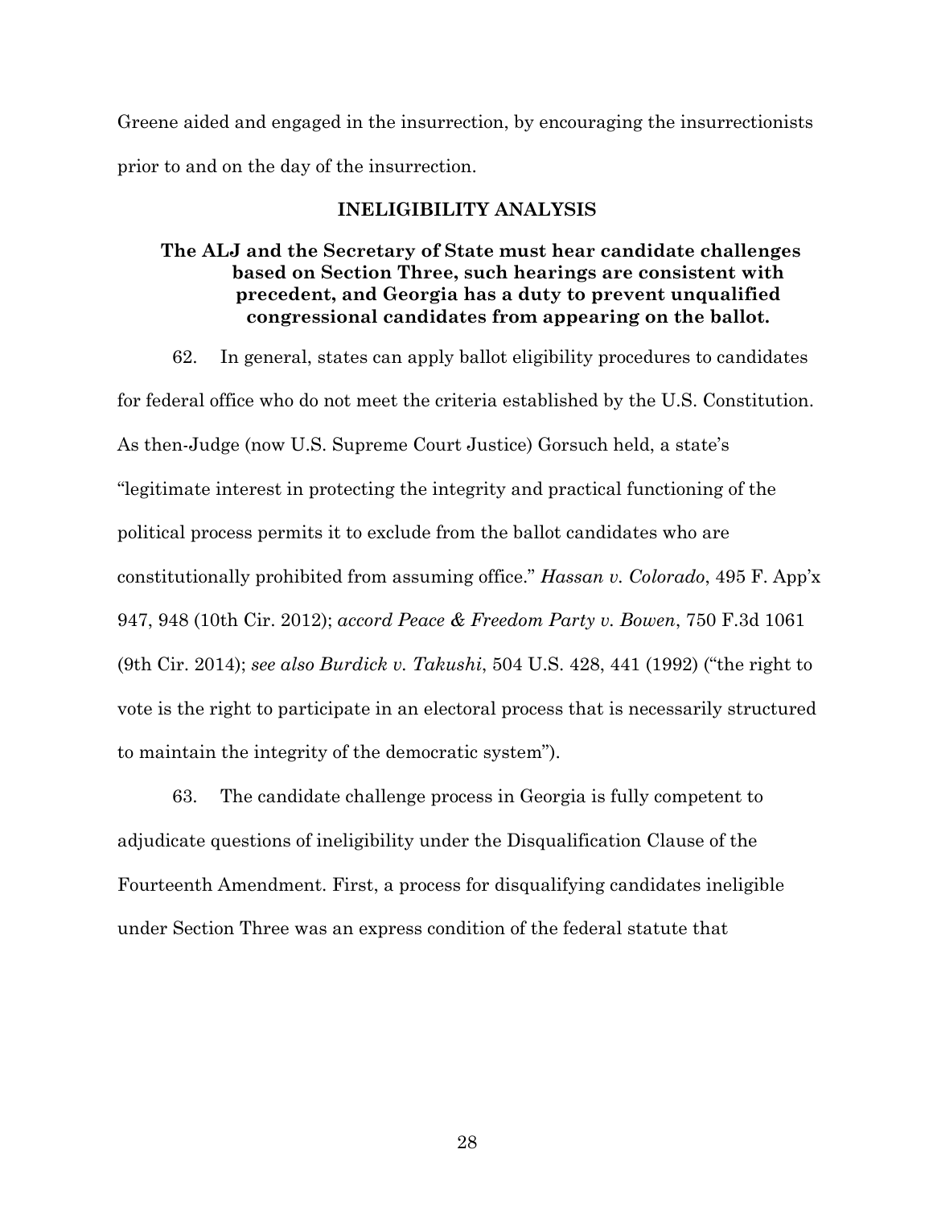Greene aided and engaged in the insurrection, by encouraging the insurrectionists prior to and on the day of the insurrection.

## INELIGIBILITY ANALYSIS

### The ALJ and the Secretary of State must hear candidate challenges based on Section Three, such hearings are consistent with precedent, and Georgia has a duty to prevent unqualified congressional candidates from appearing on the ballot.

62. In general, states can apply ballot eligibility procedures to candidates for federal office who do not meet the criteria established by the U.S. Constitution. As then-Judge (now U.S. Supreme Court Justice) Gorsuch held, a state's "legitimate interest in protecting the integrity and practical functioning of the political process permits it to exclude from the ballot candidates who are constitutionally prohibited from assuming office." *Hassan v. Colorado*, 495 F. App'x 947, 948 (10th Cir. 2012); *accord Peace & Freedom Party v. Bowen*, 750 F.3d 1061 (9th Cir. 2014); *see also Burdick v. Takushi*, 504 U.S. 428, 441 (1992) ("the right to vote is the right to participate in an electoral process that is necessarily structured to maintain the integrity of the democratic system").

63. The candidate challenge process in Georgia is fully competent to adjudicate questions of ineligibility under the Disqualification Clause of the Fourteenth Amendment. First, a process for disqualifying candidates ineligible under Section Three was an express condition of the federal statute that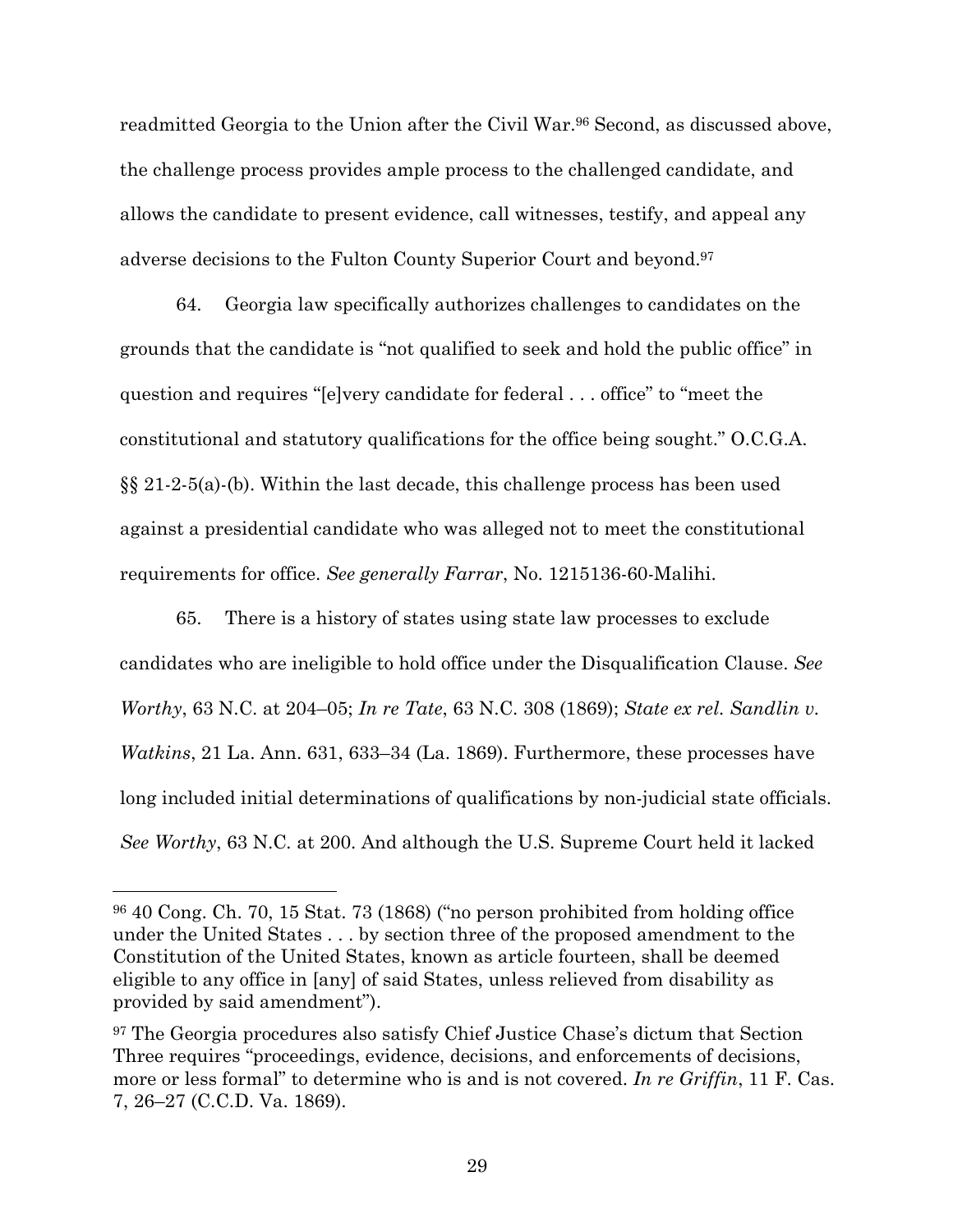readmitted Georgia to the Union after the Civil War.[96] Second, as discussed above, the challenge process provides ample process to the challenged candidate, and allows the candidate to present evidence, call witnesses, testify, and appeal any adverse decisions to the Fulton County Superior Court and beyond.[97]

64. Georgia law specifically authorizes challenges to candidates on the grounds that the candidate is "not qualified to seek and hold the public office" in question and requires "[e]very candidate for federal . . . office" to "meet the constitutional and statutory qualifications for the office being sought." O.C.G.A. §§ 21-2-5(a)-(b). Within the last decade, this challenge process has been used against a presidential candidate who was alleged not to meet the constitutional requirements for office. *See generally Farrar*, No. 1215136-60-Malihi.

65. There is a history of states using state law processes to exclude candidates who are ineligible to hold office under the Disqualification Clause. *See Worthy*, 63 N.C. at 204–05; *In re Tate*, 63 N.C. 308 (1869); *State ex rel. Sandlin v. Watkins*, 21 La. Ann. 631, 633–34 (La. 1869). Furthermore, these processes have long included initial determinations of qualifications by non-judicial state officials. *See Worthy*, 63 N.C. at 200. And although the U.S. Supreme Court held it lacked

---

[96] 40 Cong. Ch. 70, 15 Stat. 73 (1868) ("no person prohibited from holding office under the United States . . . by section three of the proposed amendment to the Constitution of the United States, known as article fourteen, shall be deemed eligible to any office in [any] of said States, unless relieved from disability as provided by said amendment").

[97] The Georgia procedures also satisfy Chief Justice Chase's dictum that Section Three requires "proceedings, evidence, decisions, and enforcements of decisions, more or less formal" to determine who is and is not covered. *In re Griffin*, 11 F. Cas. 7, 26–27 (C.C.D. Va. 1869).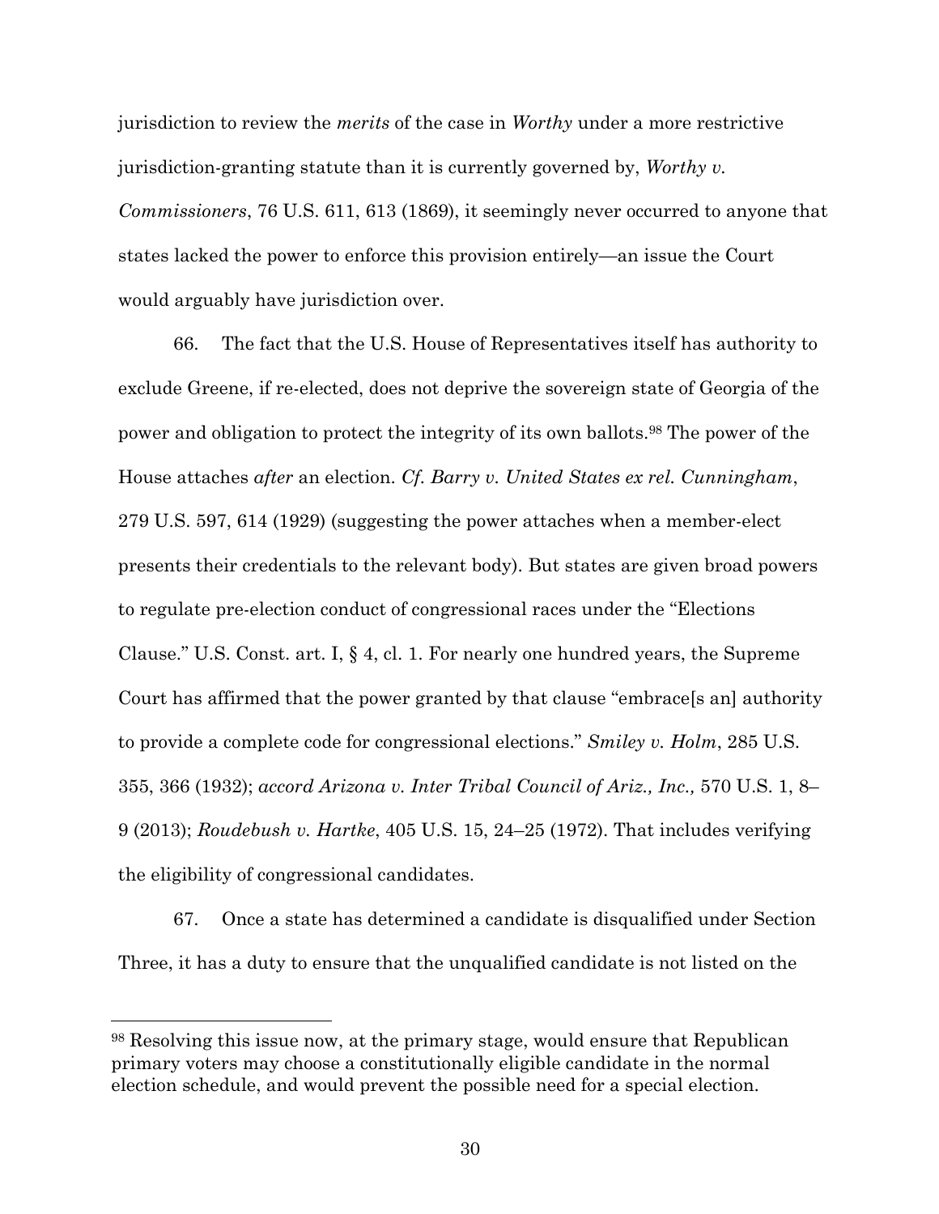jurisdiction to review the *merits* of the case in *Worthy* under a more restrictive jurisdiction-granting statute than it is currently governed by, *Worthy v. Commissioners*, 76 U.S. 611, 613 (1869), it seemingly never occurred to anyone that states lacked the power to enforce this provision entirely—an issue the Court would arguably have jurisdiction over.

66. The fact that the U.S. House of Representatives itself has authority to exclude Greene, if re-elected, does not deprive the sovereign state of Georgia of the power and obligation to protect the integrity of its own ballots.[98] The power of the House attaches *after* an election. *Cf. Barry v. United States ex rel. Cunningham*, 279 U.S. 597, 614 (1929) (suggesting the power attaches when a member-elect presents their credentials to the relevant body). But states are given broad powers to regulate pre-election conduct of congressional races under the "Elections Clause." U.S. Const. art. I, § 4, cl. 1. For nearly one hundred years, the Supreme Court has affirmed that the power granted by that clause "embrace[s an] authority to provide a complete code for congressional elections." *Smiley v. Holm*, 285 U.S. 355, 366 (1932); *accord Arizona v. Inter Tribal Council of Ariz., Inc.,* 570 U.S. 1, 8–9 (2013); *Roudebush v. Hartke*, 405 U.S. 15, 24–25 (1972). That includes verifying the eligibility of congressional candidates.

67. Once a state has determined a candidate is disqualified under Section Three, it has a duty to ensure that the unqualified candidate is not listed on the

[98] Resolving this issue now, at the primary stage, would ensure that Republican primary voters may choose a constitutionally eligible candidate in the normal election schedule, and would prevent the possible need for a special election.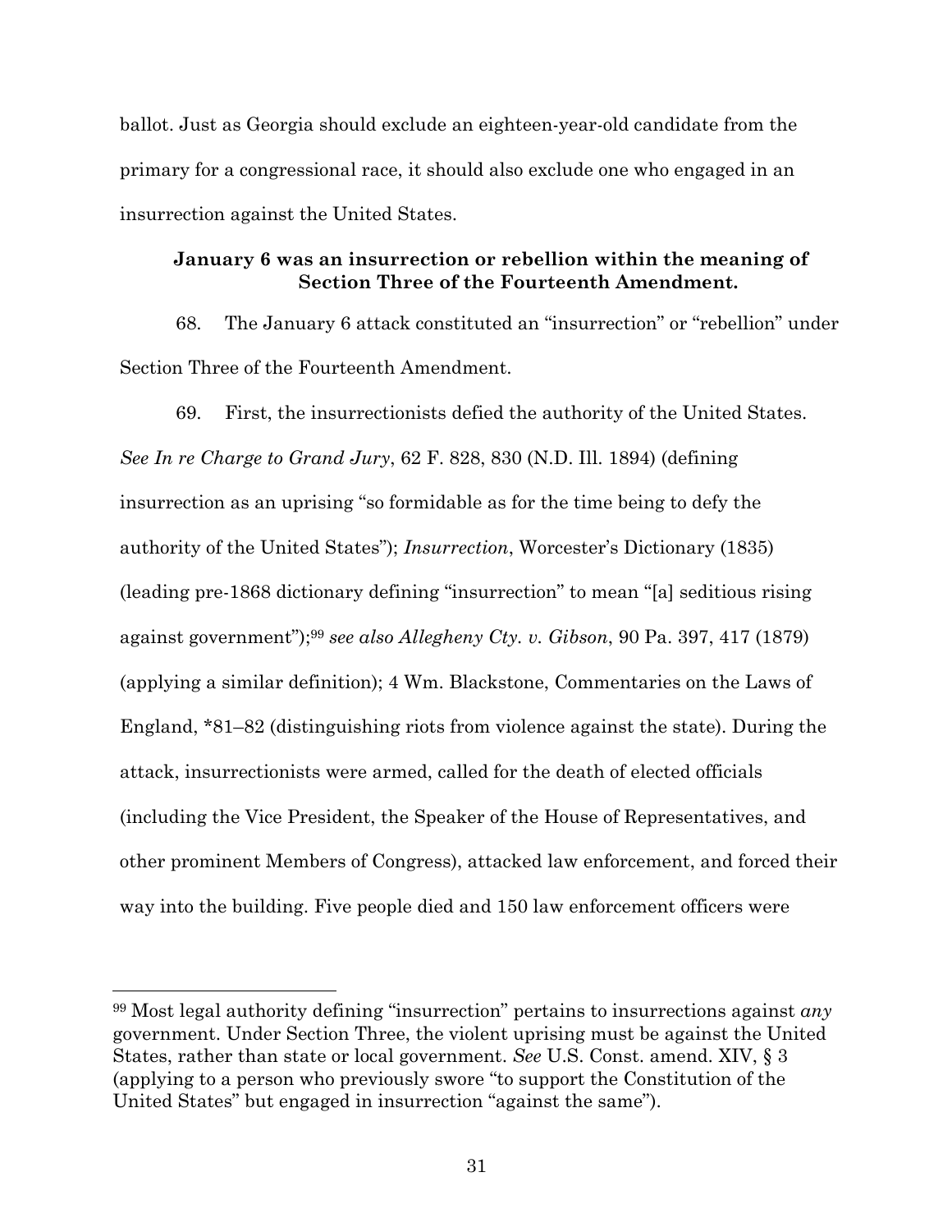ballot. Just as Georgia should exclude an eighteen-year-old candidate from the primary for a congressional race, it should also exclude one who engaged in an insurrection against the United States.

### January 6 was an insurrection or rebellion within the meaning of Section Three of the Fourteenth Amendment.

68. The January 6 attack constituted an "insurrection" or "rebellion" under Section Three of the Fourteenth Amendment.

69. First, the insurrectionists defied the authority of the United States. *See In re Charge to Grand Jury*, 62 F. 828, 830 (N.D. Ill. 1894) (defining insurrection as an uprising "so formidable as for the time being to defy the authority of the United States"); *Insurrection*, Worcester's Dictionary (1835) (leading pre-1868 dictionary defining "insurrection" to mean "[a] seditious rising against government");[99] *see also Allegheny Cty. v. Gibson*, 90 Pa. 397, 417 (1879) (applying a similar definition); 4 Wm. Blackstone, Commentaries on the Laws of England, *81–82 (distinguishing riots from violence against the state). During the attack, insurrectionists were armed, called for the death of elected officials (including the Vice President, the Speaker of the House of Representatives, and other prominent Members of Congress), attacked law enforcement, and forced their way into the building. Five people died and 150 law enforcement officers were

---

[99] Most legal authority defining "insurrection" pertains to insurrections against *any* government. Under Section Three, the violent uprising must be against the United States, rather than state or local government. *See* U.S. Const. amend. XIV, § 3 (applying to a person who previously swore "to support the Constitution of the United States" but engaged in insurrection "against the same").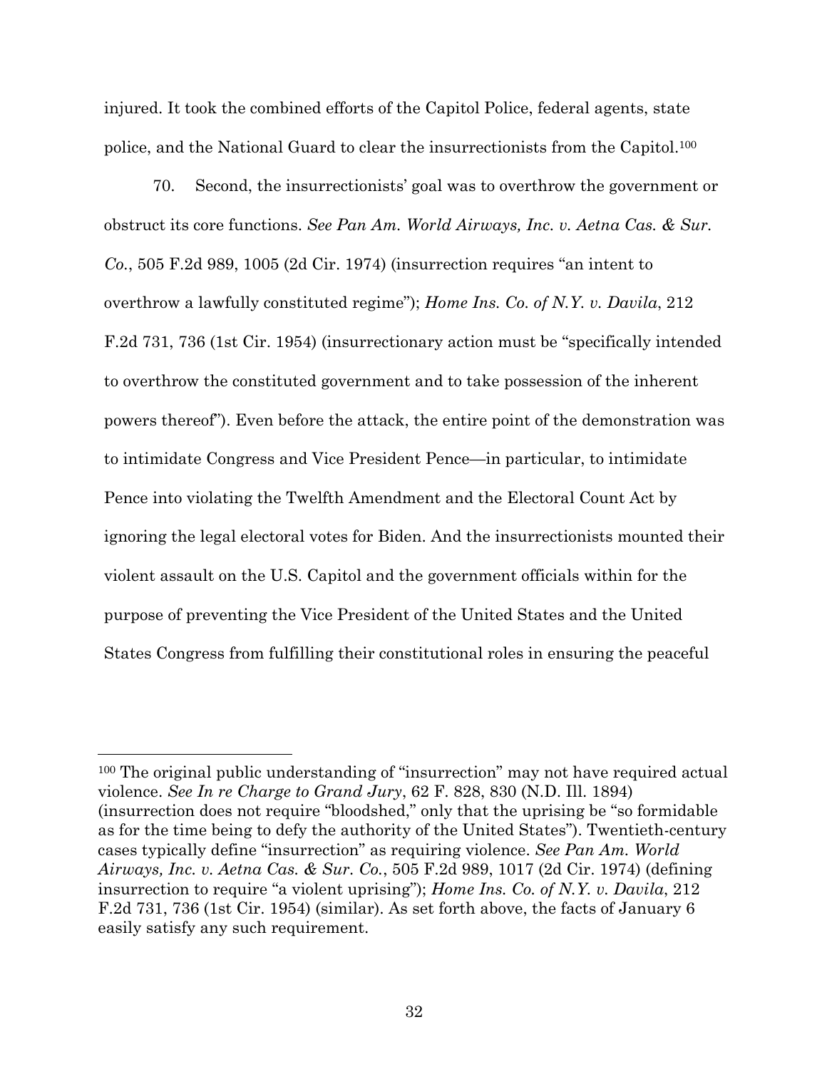injured. It took the combined efforts of the Capitol Police, federal agents, state police, and the National Guard to clear the insurrectionists from the Capitol.[100]

70. Second, the insurrectionists' goal was to overthrow the government or obstruct its core functions. *See Pan Am. World Airways, Inc. v. Aetna Cas. & Sur. Co.*, 505 F.2d 989, 1005 (2d Cir. 1974) (insurrection requires "an intent to overthrow a lawfully constituted regime"); *Home Ins. Co. of N.Y. v. Davila*, 212 F.2d 731, 736 (1st Cir. 1954) (insurrectionary action must be "specifically intended to overthrow the constituted government and to take possession of the inherent powers thereof"). Even before the attack, the entire point of the demonstration was to intimidate Congress and Vice President Pence—in particular, to intimidate Pence into violating the Twelfth Amendment and the Electoral Count Act by ignoring the legal electoral votes for Biden. And the insurrectionists mounted their violent assault on the U.S. Capitol and the government officials within for the purpose of preventing the Vice President of the United States and the United States Congress from fulfilling their constitutional roles in ensuring the peaceful

---

[100] The original public understanding of "insurrection" may not have required actual violence. *See In re Charge to Grand Jury*, 62 F. 828, 830 (N.D. Ill. 1894) (insurrection does not require "bloodshed," only that the uprising be "so formidable as for the time being to defy the authority of the United States"). Twentieth-century cases typically define "insurrection" as requiring violence. *See Pan Am. World Airways, Inc. v. Aetna Cas. & Sur. Co.*, 505 F.2d 989, 1017 (2d Cir. 1974) (defining insurrection to require "a violent uprising"); *Home Ins. Co. of N.Y. v. Davila*, 212 F.2d 731, 736 (1st Cir. 1954) (similar). As set forth above, the facts of January 6 easily satisfy any such requirement.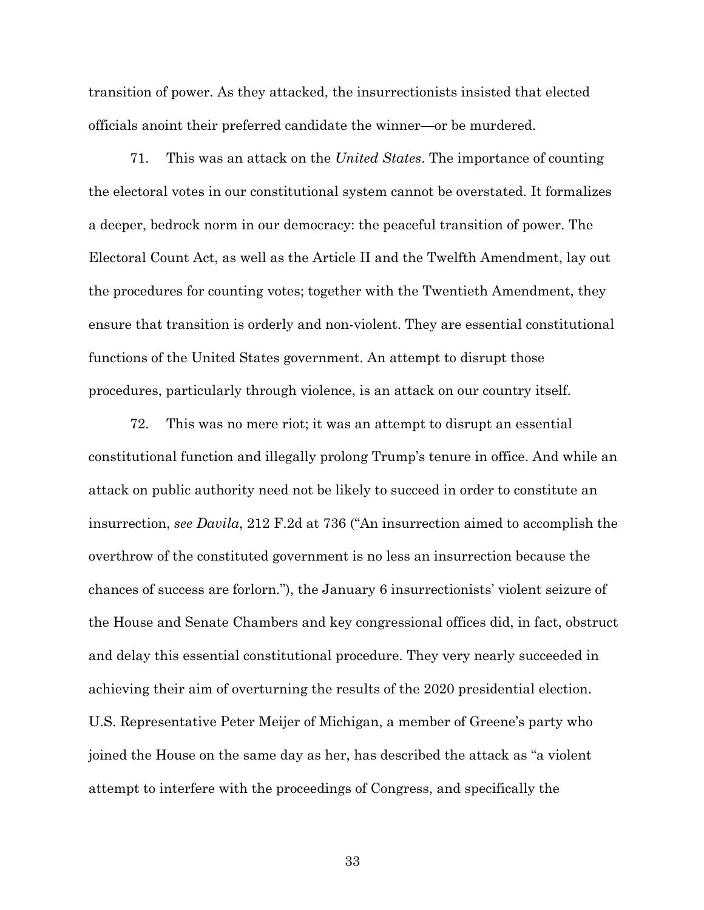transition of power. As they attacked, the insurrectionists insisted that elected officials anoint their preferred candidate the winner—or be murdered.

71. This was an attack on the *United States*. The importance of counting the electoral votes in our constitutional system cannot be overstated. It formalizes a deeper, bedrock norm in our democracy: the peaceful transition of power. The Electoral Count Act, as well as the Article II and the Twelfth Amendment, lay out the procedures for counting votes; together with the Twentieth Amendment, they ensure that transition is orderly and non-violent. They are essential constitutional functions of the United States government. An attempt to disrupt those procedures, particularly through violence, is an attack on our country itself.

72. This was no mere riot; it was an attempt to disrupt an essential constitutional function and illegally prolong Trump's tenure in office. And while an attack on public authority need not be likely to succeed in order to constitute an insurrection, *see Davila*, 212 F.2d at 736 ("An insurrection aimed to accomplish the overthrow of the constituted government is no less an insurrection because the chances of success are forlorn."), the January 6 insurrectionists' violent seizure of the House and Senate Chambers and key congressional offices did, in fact, obstruct and delay this essential constitutional procedure. They very nearly succeeded in achieving their aim of overturning the results of the 2020 presidential election. U.S. Representative Peter Meijer of Michigan, a member of Greene's party who joined the House on the same day as her, has described the attack as "a violent attempt to interfere with the proceedings of Congress, and specifically the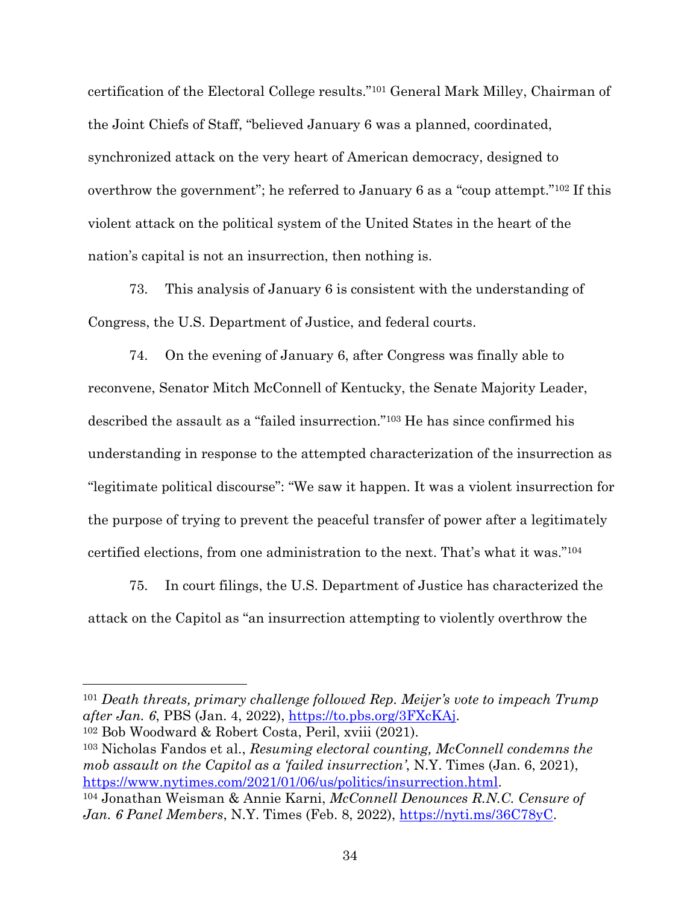certification of the Electoral College results."[101] General Mark Milley, Chairman of the Joint Chiefs of Staff, "believed January 6 was a planned, coordinated, synchronized attack on the very heart of American democracy, designed to overthrow the government"; he referred to January 6 as a "coup attempt."[102] If this violent attack on the political system of the United States in the heart of the nation's capital is not an insurrection, then nothing is.

73. This analysis of January 6 is consistent with the understanding of Congress, the U.S. Department of Justice, and federal courts.

74. On the evening of January 6, after Congress was finally able to reconvene, Senator Mitch McConnell of Kentucky, the Senate Majority Leader, described the assault as a "failed insurrection."[103] He has since confirmed his understanding in response to the attempted characterization of the insurrection as "legitimate political discourse": "We saw it happen. It was a violent insurrection for the purpose of trying to prevent the peaceful transfer of power after a legitimately certified elections, from one administration to the next. That's what it was."[104]

75. In court filings, the U.S. Department of Justice has characterized the attack on the Capitol as "an insurrection attempting to violently overthrow the

---

[101] *Death threats, primary challenge followed Rep. Meijer's vote to impeach Trump after Jan. 6*, PBS (Jan. 4, 2022), https://to.pbs.org/3FXcKAj.

[102] Bob Woodward & Robert Costa, Peril, xviii (2021).

[103] Nicholas Fandos et al., *Resuming electoral counting, McConnell condemns the mob assault on the Capitol as a 'failed insurrection'*, N.Y. Times (Jan. 6, 2021), https://www.nytimes.com/2021/01/06/us/politics/insurrection.html.

[104] Jonathan Weisman & Annie Karni, *McConnell Denounces R.N.C. Censure of Jan. 6 Panel Members*, N.Y. Times (Feb. 8, 2022), https://nyti.ms/36C78yC.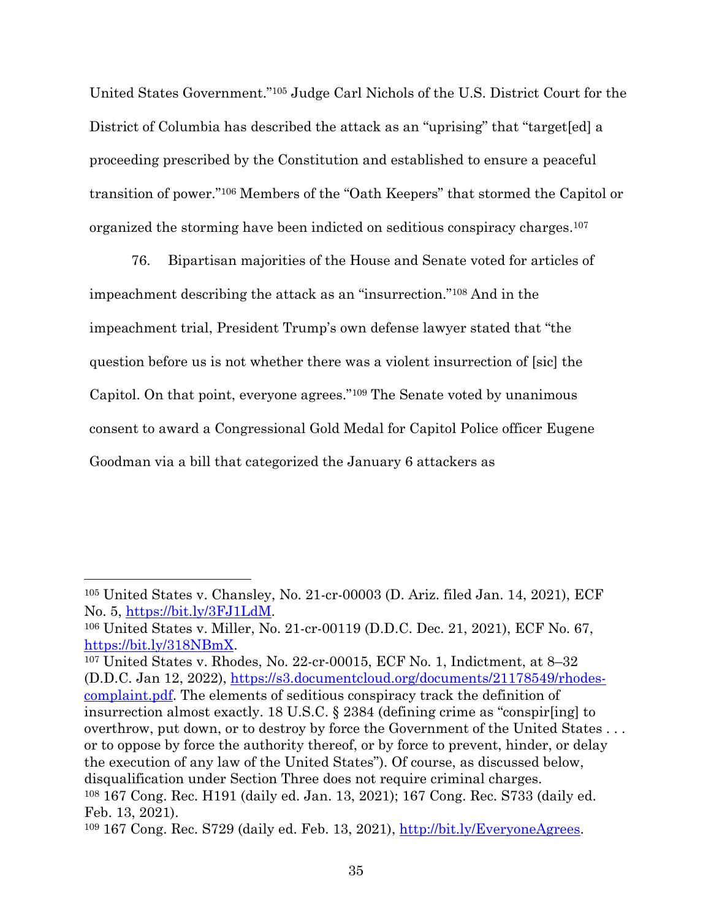United States Government."[105] Judge Carl Nichols of the U.S. District Court for the District of Columbia has described the attack as an "uprising" that "target[ed] a proceeding prescribed by the Constitution and established to ensure a peaceful transition of power."[106] Members of the "Oath Keepers" that stormed the Capitol or organized the storming have been indicted on seditious conspiracy charges.[107]

76. Bipartisan majorities of the House and Senate voted for articles of impeachment describing the attack as an "insurrection."[108] And in the impeachment trial, President Trump's own defense lawyer stated that "the question before us is not whether there was a violent insurrection of [sic] the Capitol. On that point, everyone agrees."[109] The Senate voted by unanimous consent to award a Congressional Gold Medal for Capitol Police officer Eugene Goodman via a bill that categorized the January 6 attackers as

---

[105] United States v. Chansley, No. 21-cr-00003 (D. Ariz. filed Jan. 14, 2021), ECF No. 5, https://bit.ly/3FJ1LdM.

[106] United States v. Miller, No. 21-cr-00119 (D.D.C. Dec. 21, 2021), ECF No. 67, https://bit.ly/318NBmX.

[107] United States v. Rhodes, No. 22-cr-00015, ECF No. 1, Indictment, at 8–32 (D.D.C. Jan 12, 2022), https://s3.documentcloud.org/documents/21178549/rhodes-complaint.pdf. The elements of seditious conspiracy track the definition of insurrection almost exactly. 18 U.S.C. § 2384 (defining crime as "conspir[ing] to overthrow, put down, or to destroy by force the Government of the United States . . . or to oppose by force the authority thereof, or by force to prevent, hinder, or delay the execution of any law of the United States"). Of course, as discussed below, disqualification under Section Three does not require criminal charges.

[108] 167 Cong. Rec. H191 (daily ed. Jan. 13, 2021); 167 Cong. Rec. S733 (daily ed. Feb. 13, 2021).

[109] 167 Cong. Rec. S729 (daily ed. Feb. 13, 2021), http://bit.ly/EveryoneAgrees.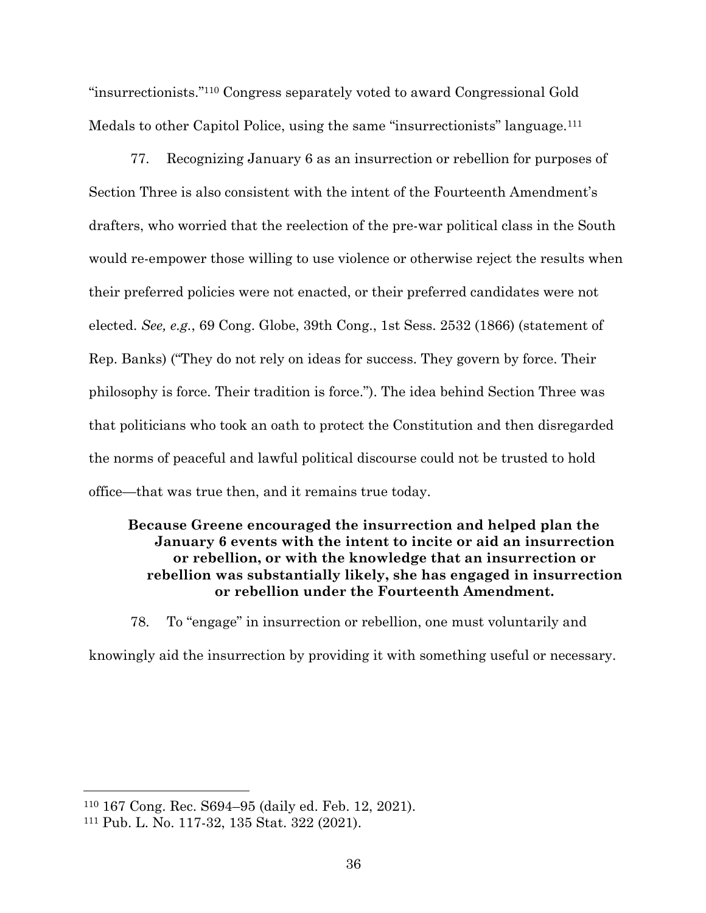"insurrectionists."[110] Congress separately voted to award Congressional Gold Medals to other Capitol Police, using the same "insurrectionists" language.[111]

77. Recognizing January 6 as an insurrection or rebellion for purposes of Section Three is also consistent with the intent of the Fourteenth Amendment's drafters, who worried that the reelection of the pre-war political class in the South would re-empower those willing to use violence or otherwise reject the results when their preferred policies were not enacted, or their preferred candidates were not elected. *See, e.g.*, 69 Cong. Globe, 39th Cong., 1st Sess. 2532 (1866) (statement of Rep. Banks) ("They do not rely on ideas for success. They govern by force. Their philosophy is force. Their tradition is force."). The idea behind Section Three was that politicians who took an oath to protect the Constitution and then disregarded the norms of peaceful and lawful political discourse could not be trusted to hold office—that was true then, and it remains true today.

**Because Greene encouraged the insurrection and helped plan the January 6 events with the intent to incite or aid an insurrection or rebellion, or with the knowledge that an insurrection or rebellion was substantially likely, she has engaged in insurrection or rebellion under the Fourteenth Amendment.**

78. To "engage" in insurrection or rebellion, one must voluntarily and knowingly aid the insurrection by providing it with something useful or necessary.

---

[110] 167 Cong. Rec. S694–95 (daily ed. Feb. 12, 2021).

[111] Pub. L. No. 117-32, 135 Stat. 322 (2021).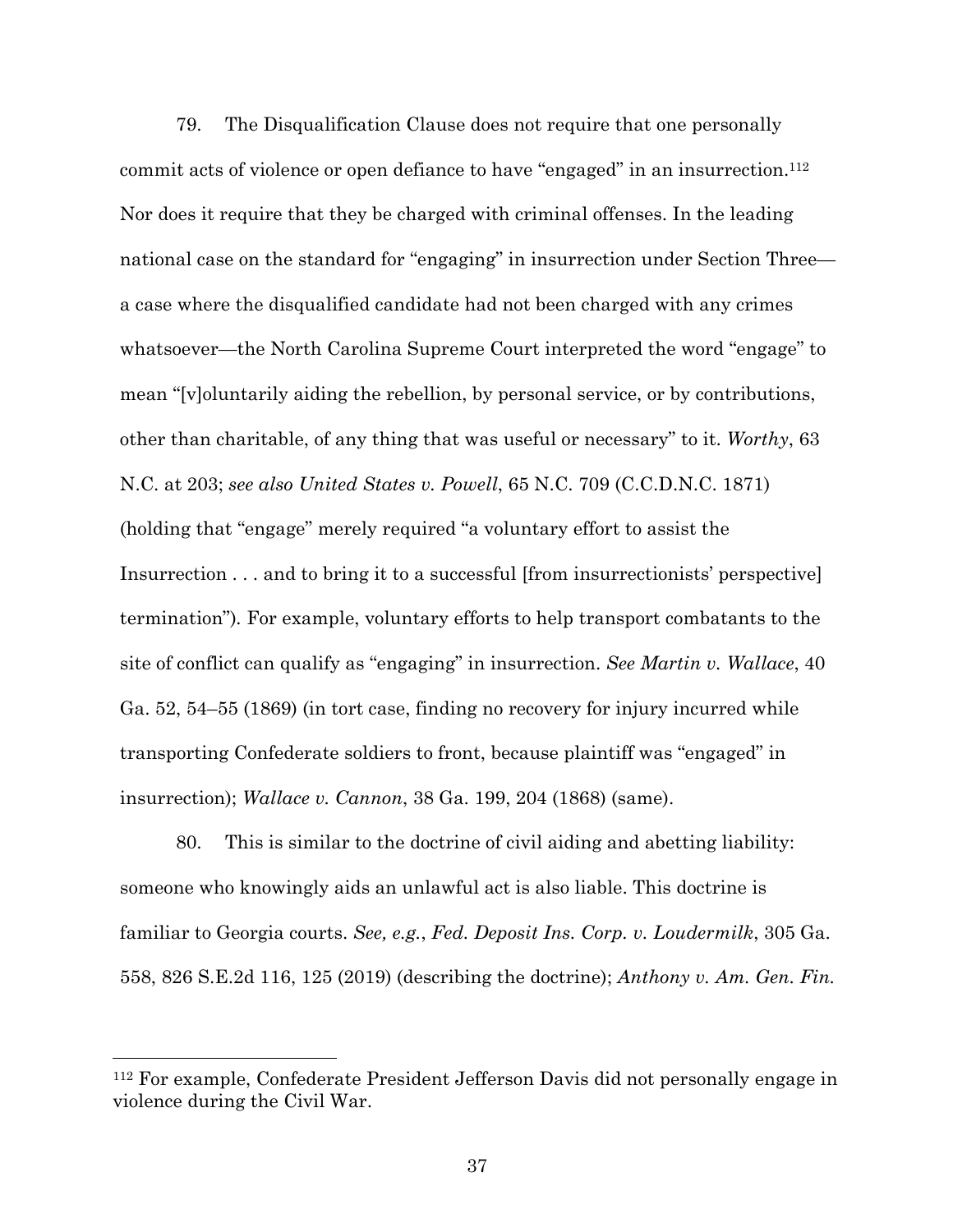79. The Disqualification Clause does not require that one personally commit acts of violence or open defiance to have "engaged" in an insurrection.[112] Nor does it require that they be charged with criminal offenses. In the leading national case on the standard for "engaging" in insurrection under Section Three—a case where the disqualified candidate had not been charged with any crimes whatsoever—the North Carolina Supreme Court interpreted the word "engage" to mean "[v]oluntarily aiding the rebellion, by personal service, or by contributions, other than charitable, of any thing that was useful or necessary" to it. *Worthy*, 63 N.C. at 203; *see also United States v. Powell*, 65 N.C. 709 (C.C.D.N.C. 1871) (holding that "engage" merely required "a voluntary effort to assist the Insurrection . . . and to bring it to a successful [from insurrectionists' perspective] termination"). For example, voluntary efforts to help transport combatants to the site of conflict can qualify as "engaging" in insurrection. *See Martin v. Wallace*, 40 Ga. 52, 54–55 (1869) (in tort case, finding no recovery for injury incurred while transporting Confederate soldiers to front, because plaintiff was "engaged" in insurrection); *Wallace v. Cannon*, 38 Ga. 199, 204 (1868) (same).

80. This is similar to the doctrine of civil aiding and abetting liability: someone who knowingly aids an unlawful act is also liable. This doctrine is familiar to Georgia courts. *See, e.g.*, *Fed. Deposit Ins. Corp. v. Loudermilk*, 305 Ga. 558, 826 S.E.2d 116, 125 (2019) (describing the doctrine); *Anthony v. Am. Gen. Fin.*

[112] For example, Confederate President Jefferson Davis did not personally engage in violence during the Civil War.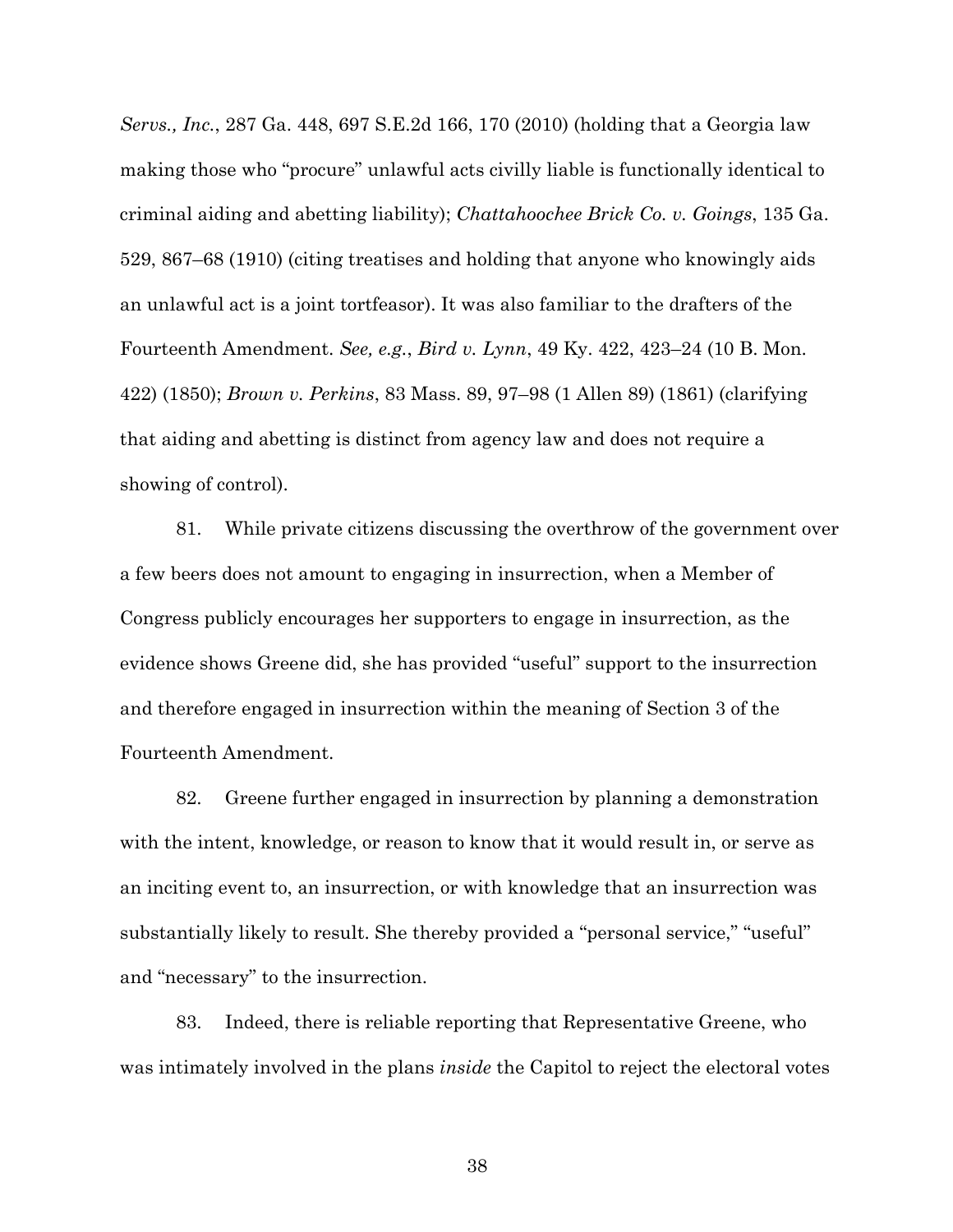*Servs., Inc.*, 287 Ga. 448, 697 S.E.2d 166, 170 (2010) (holding that a Georgia law making those who "procure" unlawful acts civilly liable is functionally identical to criminal aiding and abetting liability); *Chattahoochee Brick Co. v. Goings*, 135 Ga. 529, 867–68 (1910) (citing treatises and holding that anyone who knowingly aids an unlawful act is a joint tortfeasor). It was also familiar to the drafters of the Fourteenth Amendment. *See, e.g.*, *Bird v. Lynn*, 49 Ky. 422, 423–24 (10 B. Mon. 422) (1850); *Brown v. Perkins*, 83 Mass. 89, 97–98 (1 Allen 89) (1861) (clarifying that aiding and abetting is distinct from agency law and does not require a showing of control).

81. While private citizens discussing the overthrow of the government over a few beers does not amount to engaging in insurrection, when a Member of Congress publicly encourages her supporters to engage in insurrection, as the evidence shows Greene did, she has provided "useful" support to the insurrection and therefore engaged in insurrection within the meaning of Section 3 of the Fourteenth Amendment.

82. Greene further engaged in insurrection by planning a demonstration with the intent, knowledge, or reason to know that it would result in, or serve as an inciting event to, an insurrection, or with knowledge that an insurrection was substantially likely to result. She thereby provided a "personal service," "useful" and "necessary" to the insurrection.

83. Indeed, there is reliable reporting that Representative Greene, who was intimately involved in the plans *inside* the Capitol to reject the electoral votes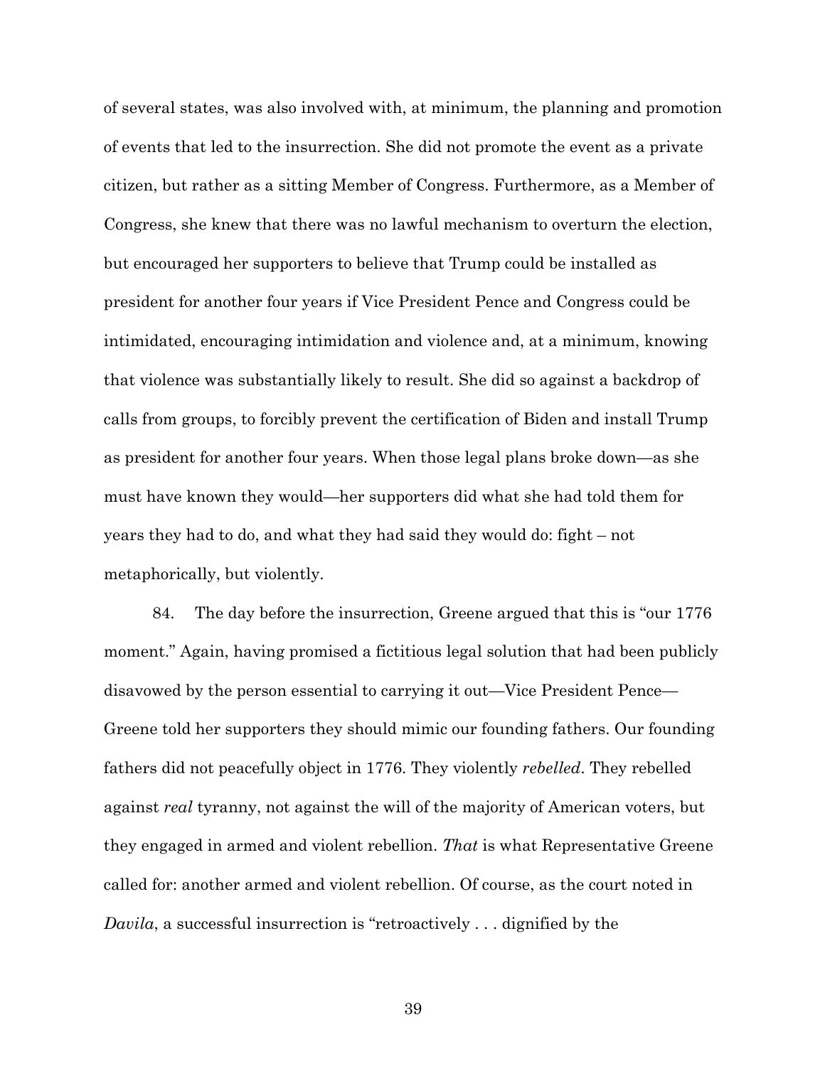of several states, was also involved with, at minimum, the planning and promotion of events that led to the insurrection. She did not promote the event as a private citizen, but rather as a sitting Member of Congress. Furthermore, as a Member of Congress, she knew that there was no lawful mechanism to overturn the election, but encouraged her supporters to believe that Trump could be installed as president for another four years if Vice President Pence and Congress could be intimidated, encouraging intimidation and violence and, at a minimum, knowing that violence was substantially likely to result. She did so against a backdrop of calls from groups, to forcibly prevent the certification of Biden and install Trump as president for another four years. When those legal plans broke down—as she must have known they would—her supporters did what she had told them for years they had to do, and what they had said they would do: fight – not metaphorically, but violently.

84. The day before the insurrection, Greene argued that this is "our 1776 moment." Again, having promised a fictitious legal solution that had been publicly disavowed by the person essential to carrying it out—Vice President Pence—Greene told her supporters they should mimic our founding fathers. Our founding fathers did not peacefully object in 1776. They violently *rebelled*. They rebelled against *real* tyranny, not against the will of the majority of American voters, but they engaged in armed and violent rebellion. *That* is what Representative Greene called for: another armed and violent rebellion. Of course, as the court noted in *Davila*, a successful insurrection is "retroactively . . . dignified by the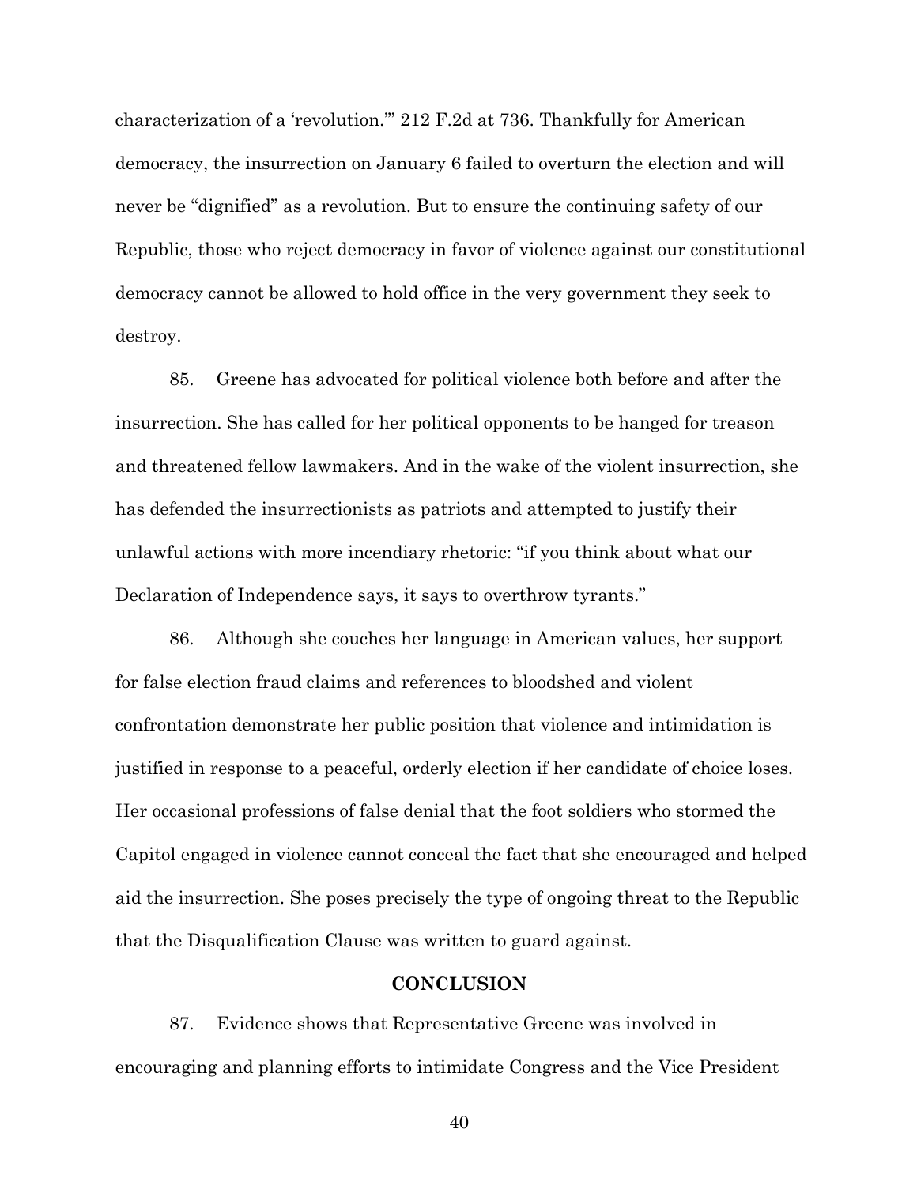characterization of a 'revolution.'" 212 F.2d at 736. Thankfully for American democracy, the insurrection on January 6 failed to overturn the election and will never be "dignified" as a revolution. But to ensure the continuing safety of our Republic, those who reject democracy in favor of violence against our constitutional democracy cannot be allowed to hold office in the very government they seek to destroy.

85. Greene has advocated for political violence both before and after the insurrection. She has called for her political opponents to be hanged for treason and threatened fellow lawmakers. And in the wake of the violent insurrection, she has defended the insurrectionists as patriots and attempted to justify their unlawful actions with more incendiary rhetoric: "if you think about what our Declaration of Independence says, it says to overthrow tyrants."

86. Although she couches her language in American values, her support for false election fraud claims and references to bloodshed and violent confrontation demonstrate her public position that violence and intimidation is justified in response to a peaceful, orderly election if her candidate of choice loses. Her occasional professions of false denial that the foot soldiers who stormed the Capitol engaged in violence cannot conceal the fact that she encouraged and helped aid the insurrection. She poses precisely the type of ongoing threat to the Republic that the Disqualification Clause was written to guard against.

## CONCLUSION

87. Evidence shows that Representative Greene was involved in encouraging and planning efforts to intimidate Congress and the Vice President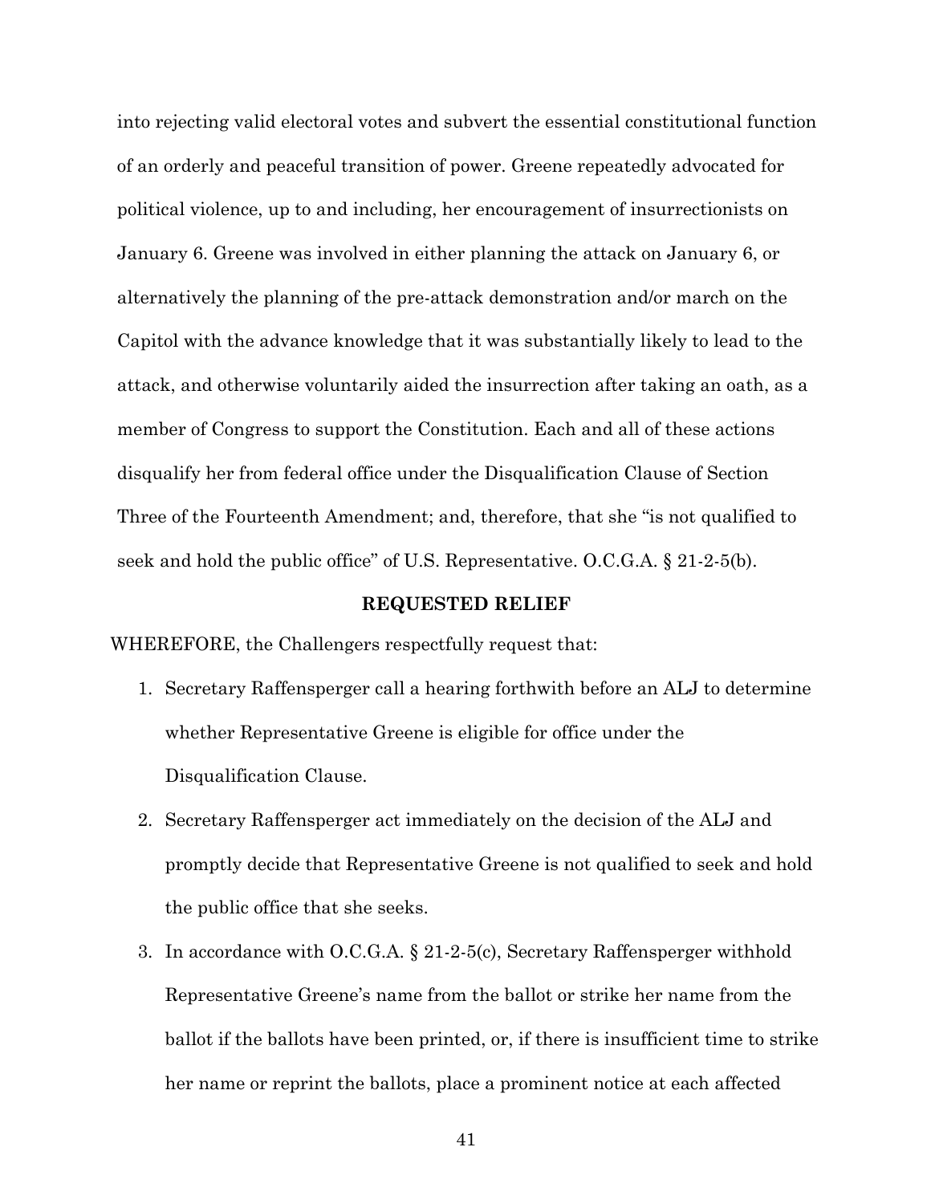into rejecting valid electoral votes and subvert the essential constitutional function of an orderly and peaceful transition of power. Greene repeatedly advocated for political violence, up to and including, her encouragement of insurrectionists on January 6. Greene was involved in either planning the attack on January 6, or alternatively the planning of the pre-attack demonstration and/or march on the Capitol with the advance knowledge that it was substantially likely to lead to the attack, and otherwise voluntarily aided the insurrection after taking an oath, as a member of Congress to support the Constitution. Each and all of these actions disqualify her from federal office under the Disqualification Clause of Section Three of the Fourteenth Amendment; and, therefore, that she "is not qualified to seek and hold the public office" of U.S. Representative. O.C.G.A. § 21-2-5(b).

## REQUESTED RELIEF

WHEREFORE, the Challengers respectfully request that:

1. Secretary Raffensperger call a hearing forthwith before an ALJ to determine whether Representative Greene is eligible for office under the Disqualification Clause.
2. Secretary Raffensperger act immediately on the decision of the ALJ and promptly decide that Representative Greene is not qualified to seek and hold the public office that she seeks.
3. In accordance with O.C.G.A. § 21-2-5(c), Secretary Raffensperger withhold Representative Greene's name from the ballot or strike her name from the ballot if the ballots have been printed, or, if there is insufficient time to strike her name or reprint the ballots, place a prominent notice at each affected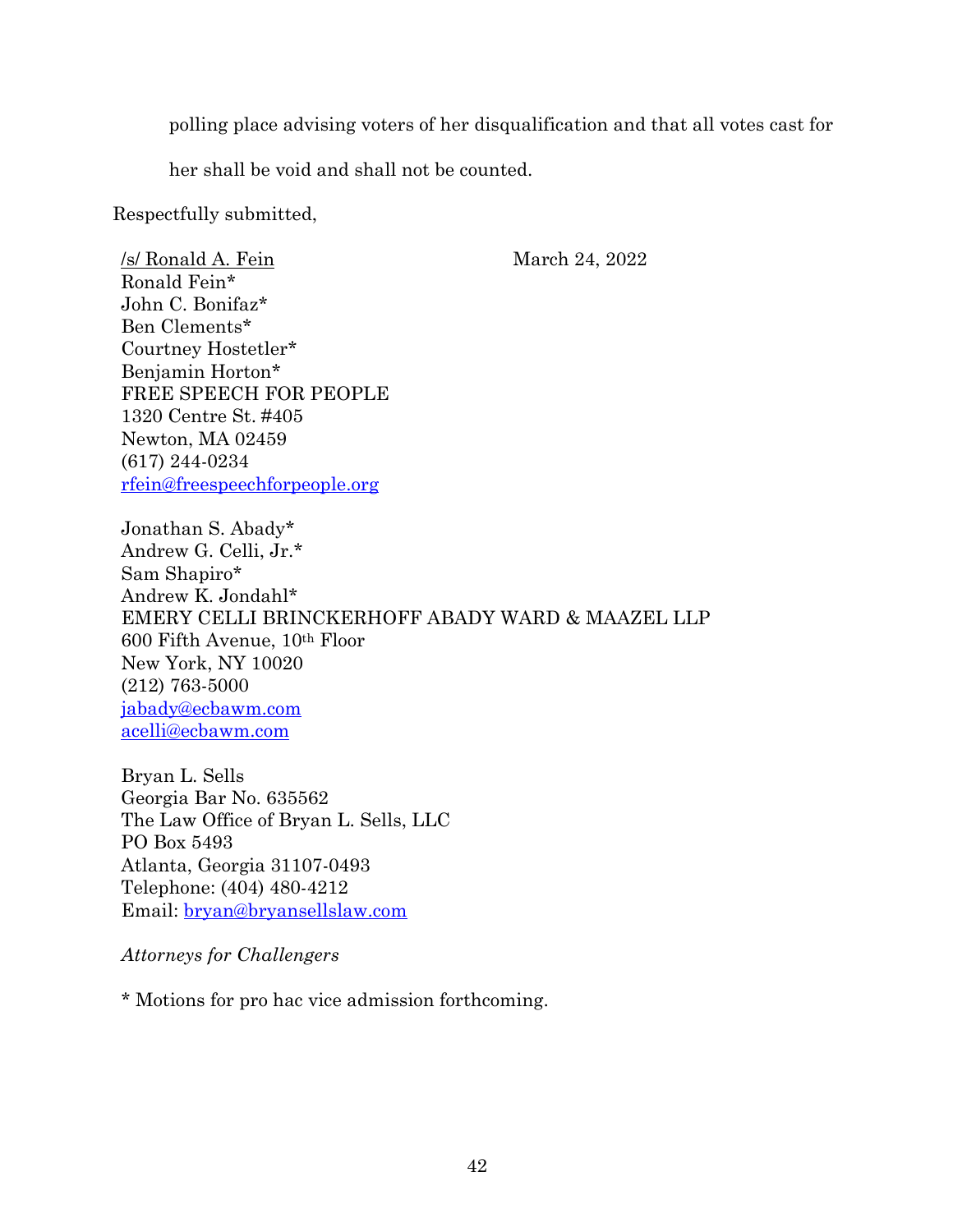polling place advising voters of her disqualification and that all votes cast for her shall be void and shall not be counted.

Respectfully submitted,

/s/ Ronald A. Fein March 24, 2022
Ronald Fein*
John C. Bonifaz*
Ben Clements*
Courtney Hostetler*
Benjamin Horton*
FREE SPEECH FOR PEOPLE
1320 Centre St. #405
Newton, MA 02459
(617) 244-0234
rfein@freespeechforpeople.org

Jonathan S. Abady*
Andrew G. Celli, Jr.*
Sam Shapiro*
Andrew K. Jondahl*
EMERY CELLI BRINCKERHOFF ABADY WARD & MAAZEL LLP
600 Fifth Avenue, 10th Floor
New York, NY 10020
(212) 763-5000
jabady@ecbawm.com
acelli@ecbawm.com

Bryan L. Sells
Georgia Bar No. 635562
The Law Office of Bryan L. Sells, LLC
PO Box 5493
Atlanta, Georgia 31107-0493
Telephone: (404) 480-4212
Email: bryan@bryansellslaw.com

*Attorneys for Challengers*

* Motions for pro hac vice admission forthcoming.